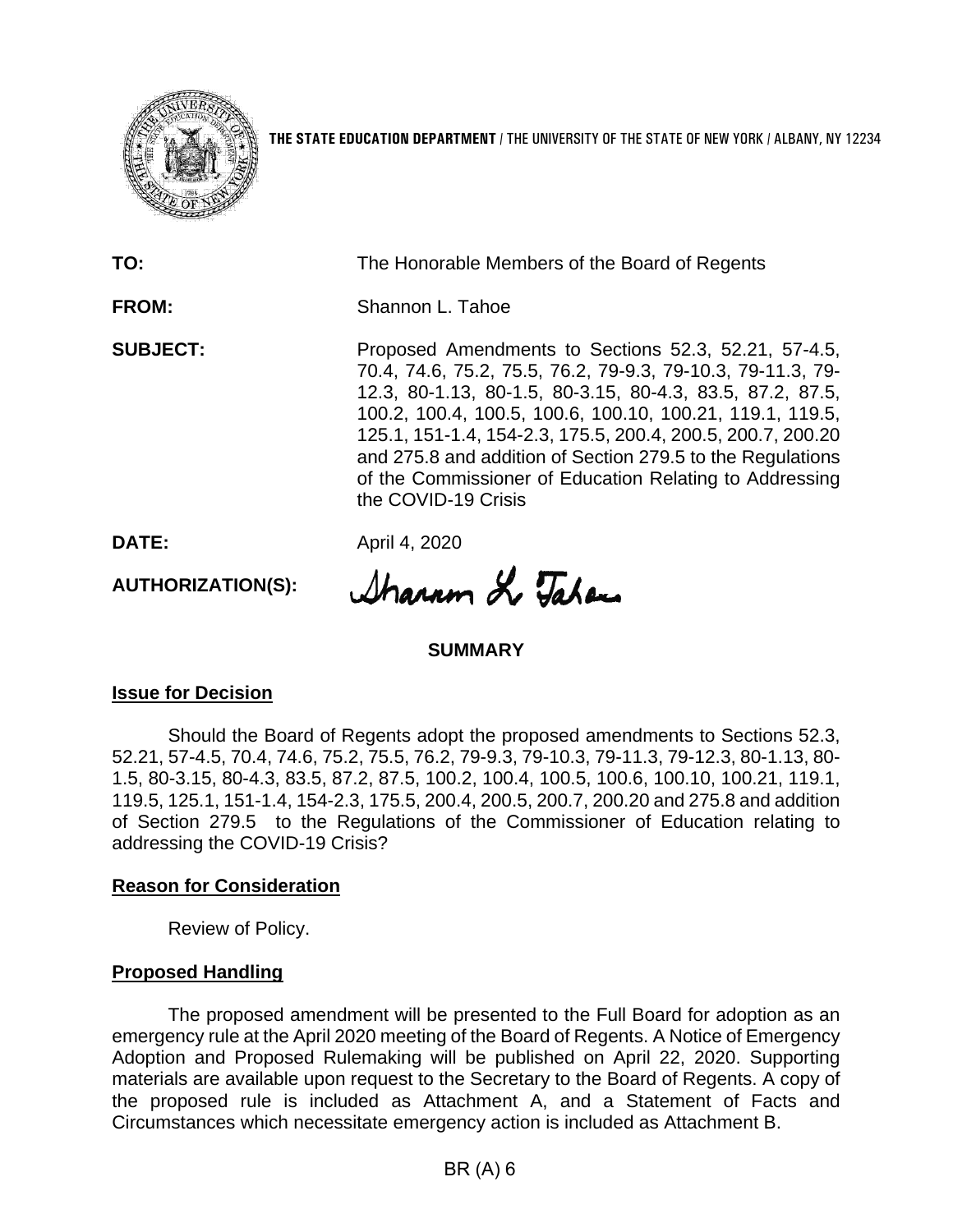**THE STATE EDUCATION DEPARTMENT** / THE UNIVERSITY OF THE STATE OF NEW YORK / ALBANY, NY 12234

**TO:** The Honorable Members of the Board of Regents

**FROM:** Shannon L. Tahoe

**SUBJECT:** Proposed Amendments to Sections 52.3, 52.21, 57-4.5, 70.4, 74.6, 75.2, 75.5, 76.2, 79-9.3, 79-10.3, 79-11.3, 79-12.3, 80-1.13, 80-1.5, 80-3.15, 80-4.3, 83.5, 87.2, 87.5, 100.2, 100.4, 100.5, 100.6, 100.10, 100.21, 119.1, 119.5, 125.1, 151-1.4, 154-2.3, 175.5, 200.4, 200.5, 200.7, 200.20 and 275.8 and addition of Section 279.5 to the Regulations of the Commissioner of Education Relating to Addressing the COVID-19 Crisis

**DATE:** April 4, 2020

**AUTHORIZATION(S):** Shannon L. Tahoe

## SUMMARY

### Issue for Decision

Should the Board of Regents adopt the proposed amendments to Sections 52.3, 52.21, 57-4.5, 70.4, 74.6, 75.2, 75.5, 76.2, 79-9.3, 79-10.3, 79-11.3, 79-12.3, 80-1.13, 80-1.5, 80-3.15, 80-4.3, 83.5, 87.2, 87.5, 100.2, 100.4, 100.5, 100.6, 100.10, 100.21, 119.1, 119.5, 125.1, 151-1.4, 154-2.3, 175.5, 200.4, 200.5, 200.7, 200.20 and 275.8 and addition of Section 279.5 to the Regulations of the Commissioner of Education relating to addressing the COVID-19 Crisis?

### Reason for Consideration

Review of Policy.

### Proposed Handling

The proposed amendment will be presented to the Full Board for adoption as an emergency rule at the April 2020 meeting of the Board of Regents. A Notice of Emergency Adoption and Proposed Rulemaking will be published on April 22, 2020. Supporting materials are available upon request to the Secretary to the Board of Regents. A copy of the proposed rule is included as Attachment A, and a Statement of Facts and Circumstances which necessitate emergency action is included as Attachment B.

BR (A) 6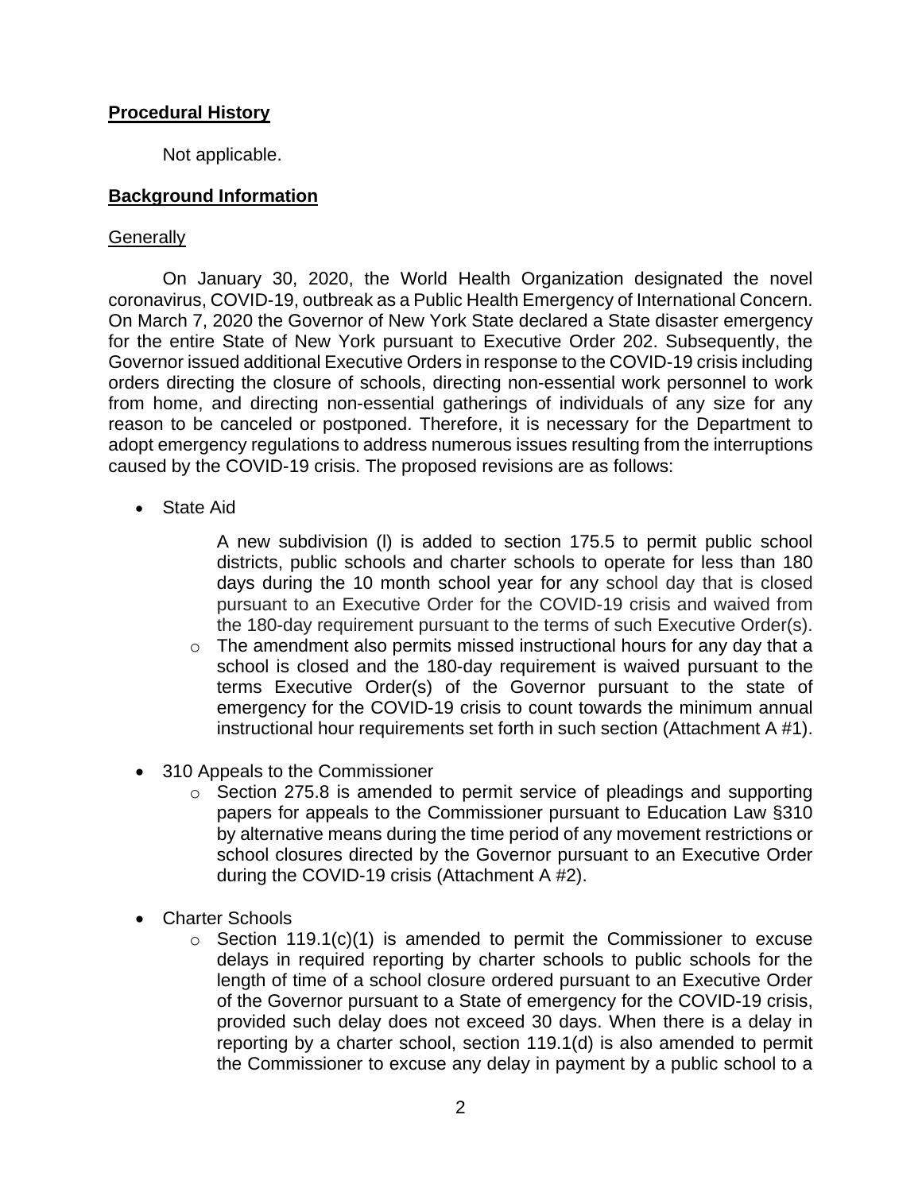**Procedural History**

Not applicable.

**Background Information**

Generally

On January 30, 2020, the World Health Organization designated the novel coronavirus, COVID-19, outbreak as a Public Health Emergency of International Concern. On March 7, 2020 the Governor of New York State declared a State disaster emergency for the entire State of New York pursuant to Executive Order 202. Subsequently, the Governor issued additional Executive Orders in response to the COVID-19 crisis including orders directing the closure of schools, directing non-essential work personnel to work from home, and directing non-essential gatherings of individuals of any size for any reason to be canceled or postponed. Therefore, it is necessary for the Department to adopt emergency regulations to address numerous issues resulting from the interruptions caused by the COVID-19 crisis. The proposed revisions are as follows:

- State Aid

  A new subdivision (l) is added to section 175.5 to permit public school districts, public schools and charter schools to operate for less than 180 days during the 10 month school year for any school day that is closed pursuant to an Executive Order for the COVID-19 crisis and waived from the 180-day requirement pursuant to the terms of such Executive Order(s).

  - The amendment also permits missed instructional hours for any day that a school is closed and the 180-day requirement is waived pursuant to the terms Executive Order(s) of the Governor pursuant to the state of emergency for the COVID-19 crisis to count towards the minimum annual instructional hour requirements set forth in such section (Attachment A #1).

- 310 Appeals to the Commissioner
  - Section 275.8 is amended to permit service of pleadings and supporting papers for appeals to the Commissioner pursuant to Education Law §310 by alternative means during the time period of any movement restrictions or school closures directed by the Governor pursuant to an Executive Order during the COVID-19 crisis (Attachment A #2).

- Charter Schools
  - Section 119.1(c)(1) is amended to permit the Commissioner to excuse delays in required reporting by charter schools to public schools for the length of time of a school closure ordered pursuant to an Executive Order of the Governor pursuant to a State of emergency for the COVID-19 crisis, provided such delay does not exceed 30 days. When there is a delay in reporting by a charter school, section 119.1(d) is also amended to permit the Commissioner to excuse any delay in payment by a public school to a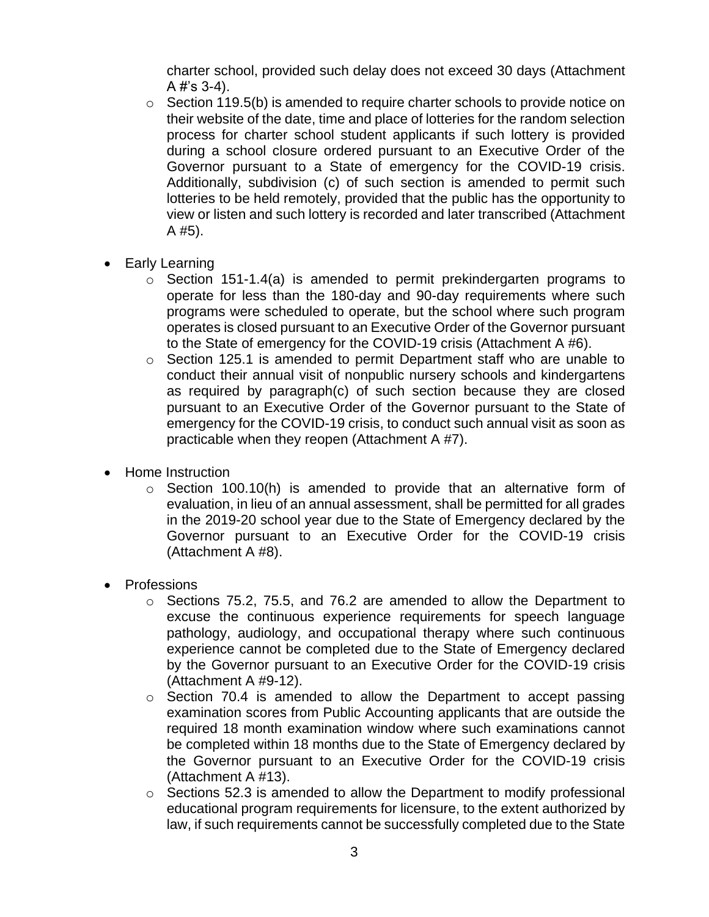charter school, provided such delay does not exceed 30 days (Attachment A #'s 3-4).

  - Section 119.5(b) is amended to require charter schools to provide notice on their website of the date, time and place of lotteries for the random selection process for charter school student applicants if such lottery is provided during a school closure ordered pursuant to an Executive Order of the Governor pursuant to a State of emergency for the COVID-19 crisis. Additionally, subdivision (c) of such section is amended to permit such lotteries to be held remotely, provided that the public has the opportunity to view or listen and such lottery is recorded and later transcribed (Attachment A #5).

- Early Learning
  - Section 151-1.4(a) is amended to permit prekindergarten programs to operate for less than the 180-day and 90-day requirements where such programs were scheduled to operate, but the school where such program operates is closed pursuant to an Executive Order of the Governor pursuant to the State of emergency for the COVID-19 crisis (Attachment A #6).
  - Section 125.1 is amended to permit Department staff who are unable to conduct their annual visit of nonpublic nursery schools and kindergartens as required by paragraph(c) of such section because they are closed pursuant to an Executive Order of the Governor pursuant to the State of emergency for the COVID-19 crisis, to conduct such annual visit as soon as practicable when they reopen (Attachment A #7).

- Home Instruction
  - Section 100.10(h) is amended to provide that an alternative form of evaluation, in lieu of an annual assessment, shall be permitted for all grades in the 2019-20 school year due to the State of Emergency declared by the Governor pursuant to an Executive Order for the COVID-19 crisis (Attachment A #8).

- Professions
  - Sections 75.2, 75.5, and 76.2 are amended to allow the Department to excuse the continuous experience requirements for speech language pathology, audiology, and occupational therapy where such continuous experience cannot be completed due to the State of Emergency declared by the Governor pursuant to an Executive Order for the COVID-19 crisis (Attachment A #9-12).
  - Section 70.4 is amended to allow the Department to accept passing examination scores from Public Accounting applicants that are outside the required 18 month examination window where such examinations cannot be completed within 18 months due to the State of Emergency declared by the Governor pursuant to an Executive Order for the COVID-19 crisis (Attachment A #13).
  - Sections 52.3 is amended to allow the Department to modify professional educational program requirements for licensure, to the extent authorized by law, if such requirements cannot be successfully completed due to the State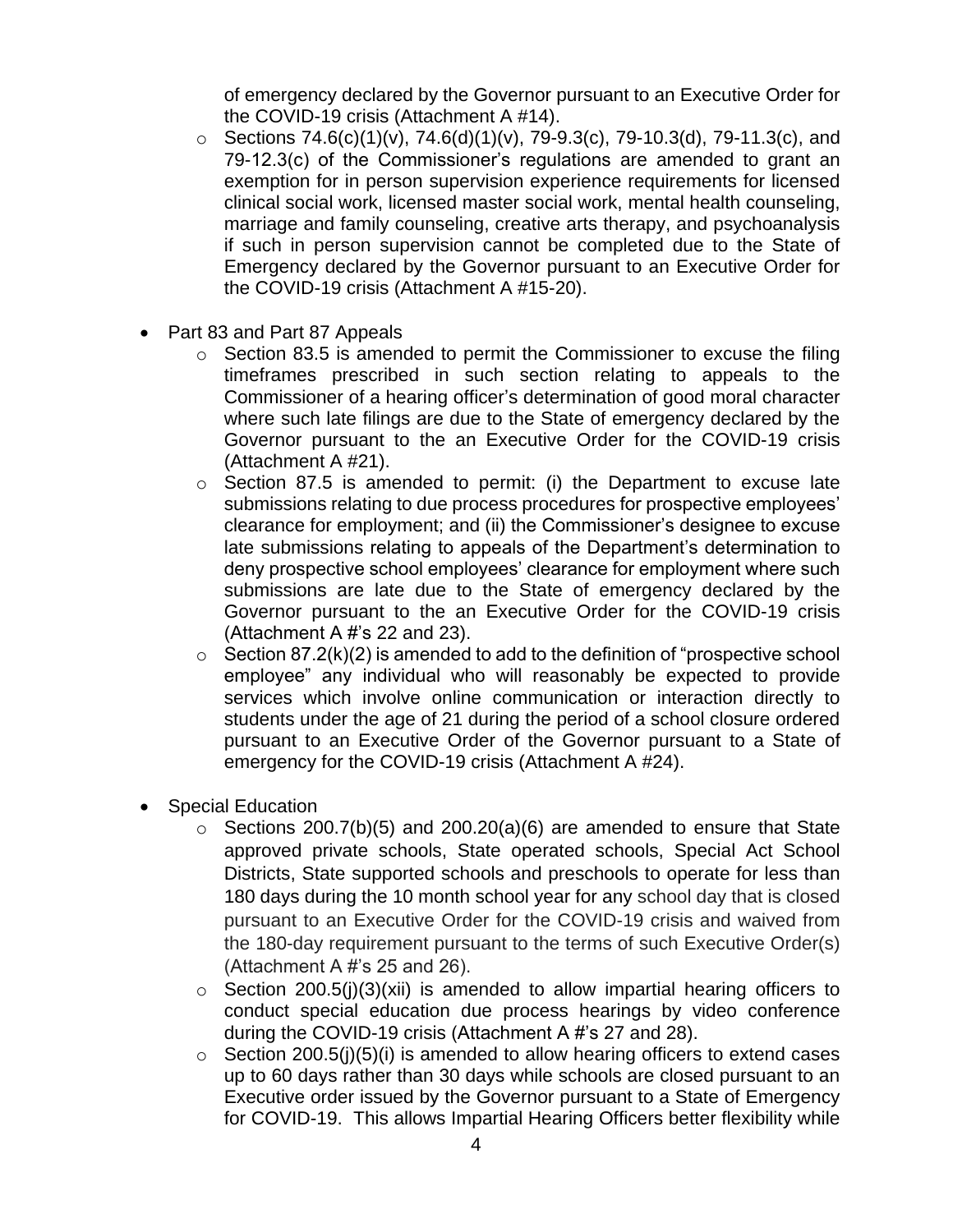of emergency declared by the Governor pursuant to an Executive Order for the COVID-19 crisis (Attachment A #14).

  - Sections 74.6(c)(1)(v), 74.6(d)(1)(v), 79-9.3(c), 79-10.3(d), 79-11.3(c), and 79-12.3(c) of the Commissioner's regulations are amended to grant an exemption for in person supervision experience requirements for licensed clinical social work, licensed master social work, mental health counseling, marriage and family counseling, creative arts therapy, and psychoanalysis if such in person supervision cannot be completed due to the State of Emergency declared by the Governor pursuant to an Executive Order for the COVID-19 crisis (Attachment A #15-20).

- Part 83 and Part 87 Appeals
  - Section 83.5 is amended to permit the Commissioner to excuse the filing timeframes prescribed in such section relating to appeals to the Commissioner of a hearing officer's determination of good moral character where such late filings are due to the State of emergency declared by the Governor pursuant to the an Executive Order for the COVID-19 crisis (Attachment A #21).
  - Section 87.5 is amended to permit: (i) the Department to excuse late submissions relating to due process procedures for prospective employees' clearance for employment; and (ii) the Commissioner's designee to excuse late submissions relating to appeals of the Department's determination to deny prospective school employees' clearance for employment where such submissions are late due to the State of emergency declared by the Governor pursuant to the an Executive Order for the COVID-19 crisis (Attachment A #'s 22 and 23).
  - Section 87.2(k)(2) is amended to add to the definition of "prospective school employee" any individual who will reasonably be expected to provide services which involve online communication or interaction directly to students under the age of 21 during the period of a school closure ordered pursuant to an Executive Order of the Governor pursuant to a State of emergency for the COVID-19 crisis (Attachment A #24).

- Special Education
  - Sections 200.7(b)(5) and 200.20(a)(6) are amended to ensure that State approved private schools, State operated schools, Special Act School Districts, State supported schools and preschools to operate for less than 180 days during the 10 month school year for any school day that is closed pursuant to an Executive Order for the COVID-19 crisis and waived from the 180-day requirement pursuant to the terms of such Executive Order(s) (Attachment A #'s 25 and 26).
  - Section 200.5(j)(3)(xii) is amended to allow impartial hearing officers to conduct special education due process hearings by video conference during the COVID-19 crisis (Attachment A #'s 27 and 28).
  - Section 200.5(j)(5)(i) is amended to allow hearing officers to extend cases up to 60 days rather than 30 days while schools are closed pursuant to an Executive order issued by the Governor pursuant to a State of Emergency for COVID-19. This allows Impartial Hearing Officers better flexibility while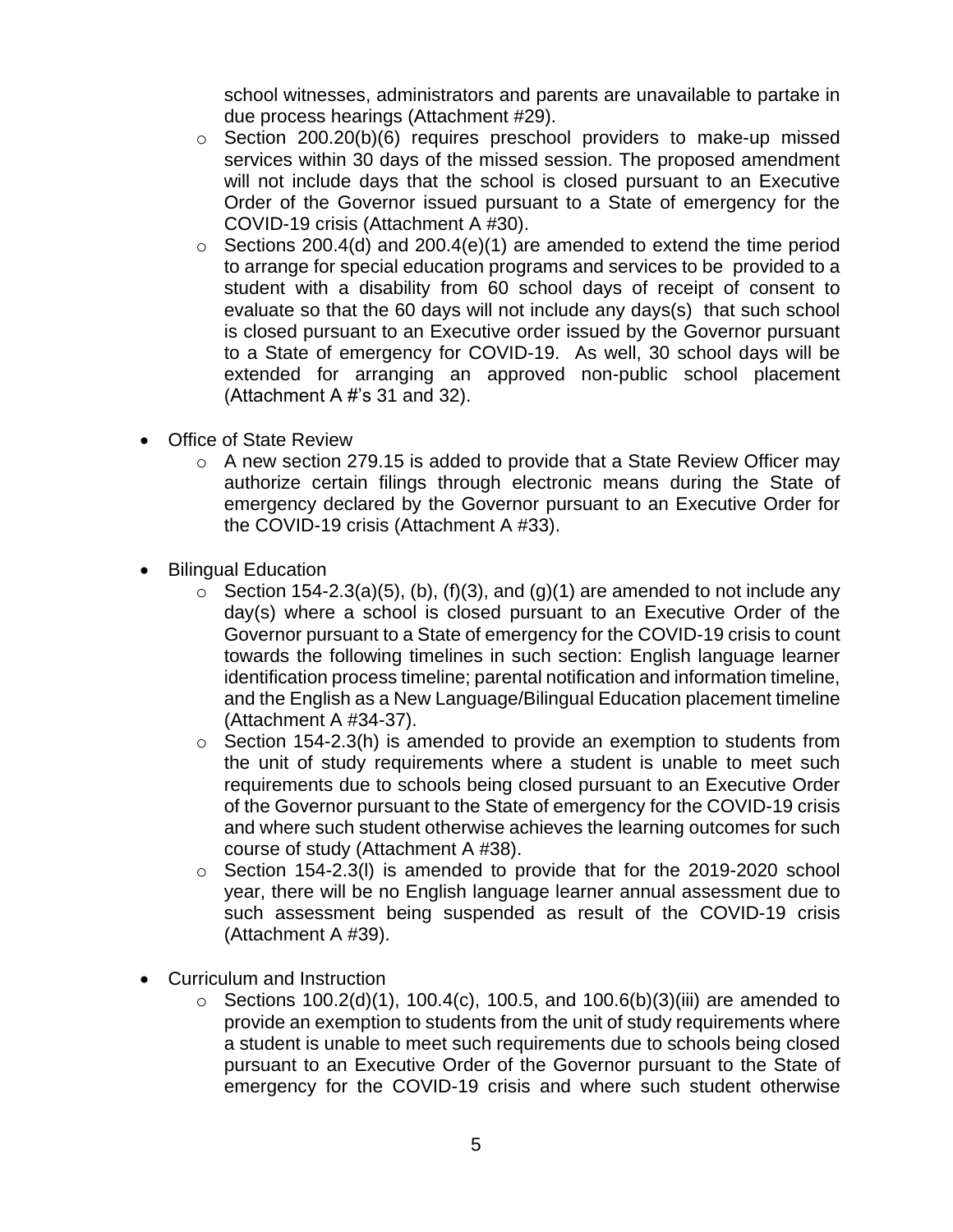school witnesses, administrators and parents are unavailable to partake in due process hearings (Attachment #29).

  - Section 200.20(b)(6) requires preschool providers to make-up missed services within 30 days of the missed session. The proposed amendment will not include days that the school is closed pursuant to an Executive Order of the Governor issued pursuant to a State of emergency for the COVID-19 crisis (Attachment A #30).
  - Sections 200.4(d) and 200.4(e)(1) are amended to extend the time period to arrange for special education programs and services to be provided to a student with a disability from 60 school days of receipt of consent to evaluate so that the 60 days will not include any days(s) that such school is closed pursuant to an Executive order issued by the Governor pursuant to a State of emergency for COVID-19. As well, 30 school days will be extended for arranging an approved non-public school placement (Attachment A #'s 31 and 32).

- Office of State Review
  - A new section 279.15 is added to provide that a State Review Officer may authorize certain filings through electronic means during the State of emergency declared by the Governor pursuant to an Executive Order for the COVID-19 crisis (Attachment A #33).

- Bilingual Education
  - Section 154-2.3(a)(5), (b), (f)(3), and (g)(1) are amended to not include any day(s) where a school is closed pursuant to an Executive Order of the Governor pursuant to a State of emergency for the COVID-19 crisis to count towards the following timelines in such section: English language learner identification process timeline; parental notification and information timeline, and the English as a New Language/Bilingual Education placement timeline (Attachment A #34-37).
  - Section 154-2.3(h) is amended to provide an exemption to students from the unit of study requirements where a student is unable to meet such requirements due to schools being closed pursuant to an Executive Order of the Governor pursuant to the State of emergency for the COVID-19 crisis and where such student otherwise achieves the learning outcomes for such course of study (Attachment A #38).
  - Section 154-2.3(l) is amended to provide that for the 2019-2020 school year, there will be no English language learner annual assessment due to such assessment being suspended as result of the COVID-19 crisis (Attachment A #39).

- Curriculum and Instruction
  - Sections 100.2(d)(1), 100.4(c), 100.5, and 100.6(b)(3)(iii) are amended to provide an exemption to students from the unit of study requirements where a student is unable to meet such requirements due to schools being closed pursuant to an Executive Order of the Governor pursuant to the State of emergency for the COVID-19 crisis and where such student otherwise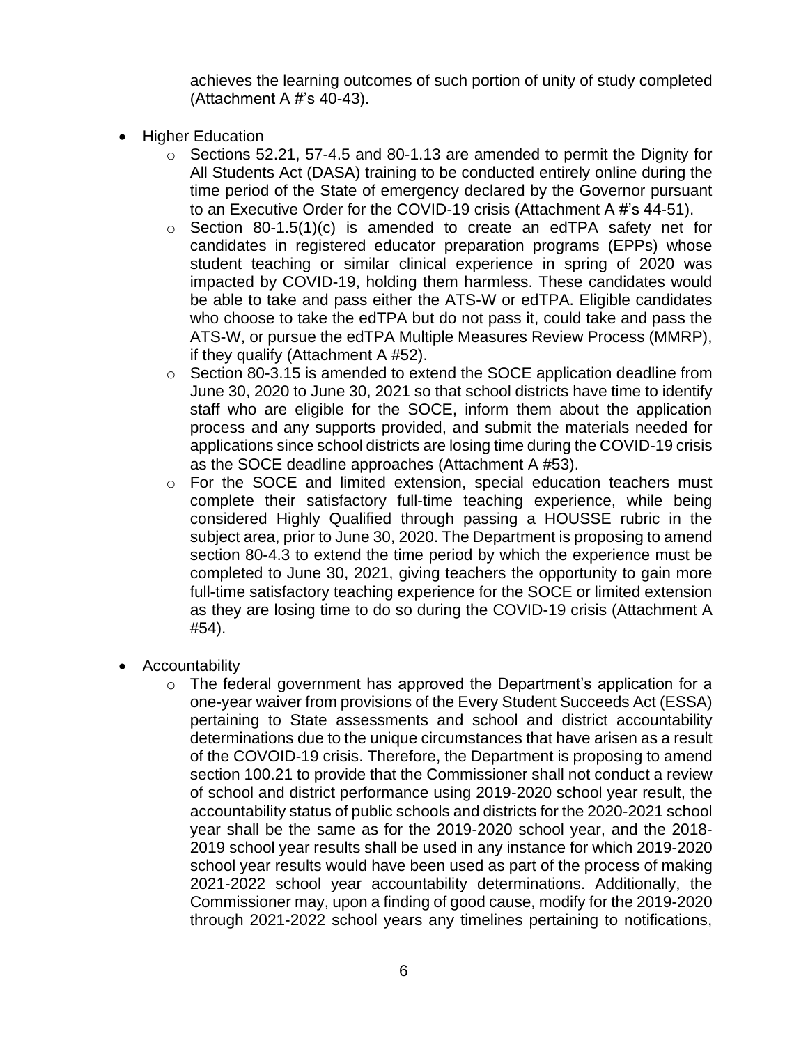achieves the learning outcomes of such portion of unity of study completed (Attachment A #'s 40-43).

- Higher Education
  - Sections 52.21, 57-4.5 and 80-1.13 are amended to permit the Dignity for All Students Act (DASA) training to be conducted entirely online during the time period of the State of emergency declared by the Governor pursuant to an Executive Order for the COVID-19 crisis (Attachment A #'s 44-51).
  - Section 80-1.5(1)(c) is amended to create an edTPA safety net for candidates in registered educator preparation programs (EPPs) whose student teaching or similar clinical experience in spring of 2020 was impacted by COVID-19, holding them harmless. These candidates would be able to take and pass either the ATS-W or edTPA. Eligible candidates who choose to take the edTPA but do not pass it, could take and pass the ATS-W, or pursue the edTPA Multiple Measures Review Process (MMRP), if they qualify (Attachment A #52).
  - Section 80-3.15 is amended to extend the SOCE application deadline from June 30, 2020 to June 30, 2021 so that school districts have time to identify staff who are eligible for the SOCE, inform them about the application process and any supports provided, and submit the materials needed for applications since school districts are losing time during the COVID-19 crisis as the SOCE deadline approaches (Attachment A #53).
  - For the SOCE and limited extension, special education teachers must complete their satisfactory full-time teaching experience, while being considered Highly Qualified through passing a HOUSSE rubric in the subject area, prior to June 30, 2020. The Department is proposing to amend section 80-4.3 to extend the time period by which the experience must be completed to June 30, 2021, giving teachers the opportunity to gain more full-time satisfactory teaching experience for the SOCE or limited extension as they are losing time to do so during the COVID-19 crisis (Attachment A #54).

- Accountability
  - The federal government has approved the Department's application for a one-year waiver from provisions of the Every Student Succeeds Act (ESSA) pertaining to State assessments and school and district accountability determinations due to the unique circumstances that have arisen as a result of the COVOID-19 crisis. Therefore, the Department is proposing to amend section 100.21 to provide that the Commissioner shall not conduct a review of school and district performance using 2019-2020 school year result, the accountability status of public schools and districts for the 2020-2021 school year shall be the same as for the 2019-2020 school year, and the 2018-2019 school year results shall be used in any instance for which 2019-2020 school year results would have been used as part of the process of making 2021-2022 school year accountability determinations. Additionally, the Commissioner may, upon a finding of good cause, modify for the 2019-2020 through 2021-2022 school years any timelines pertaining to notifications,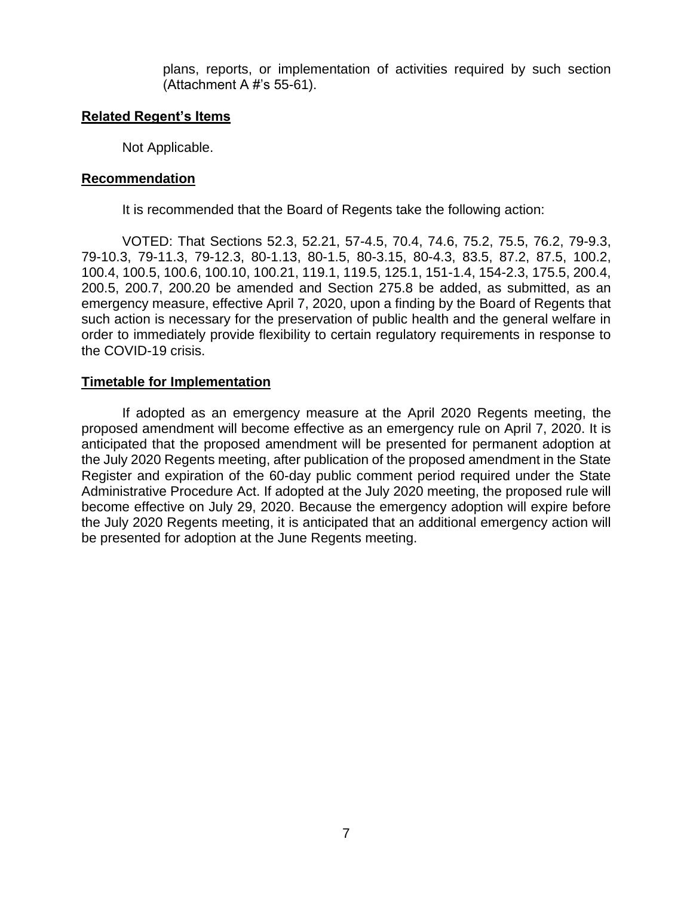plans, reports, or implementation of activities required by such section (Attachment A #'s 55-61).

**Related Regent's Items**

Not Applicable.

**Recommendation**

It is recommended that the Board of Regents take the following action:

VOTED: That Sections 52.3, 52.21, 57-4.5, 70.4, 74.6, 75.2, 75.5, 76.2, 79-9.3, 79-10.3, 79-11.3, 79-12.3, 80-1.13, 80-1.5, 80-3.15, 80-4.3, 83.5, 87.2, 87.5, 100.2, 100.4, 100.5, 100.6, 100.10, 100.21, 119.1, 119.5, 125.1, 151-1.4, 154-2.3, 175.5, 200.4, 200.5, 200.7, 200.20 be amended and Section 275.8 be added, as submitted, as an emergency measure, effective April 7, 2020, upon a finding by the Board of Regents that such action is necessary for the preservation of public health and the general welfare in order to immediately provide flexibility to certain regulatory requirements in response to the COVID-19 crisis.

**Timetable for Implementation**

If adopted as an emergency measure at the April 2020 Regents meeting, the proposed amendment will become effective as an emergency rule on April 7, 2020. It is anticipated that the proposed amendment will be presented for permanent adoption at the July 2020 Regents meeting, after publication of the proposed amendment in the State Register and expiration of the 60-day public comment period required under the State Administrative Procedure Act. If adopted at the July 2020 meeting, the proposed rule will become effective on July 29, 2020. Because the emergency adoption will expire before the July 2020 Regents meeting, it is anticipated that an additional emergency action will be presented for adoption at the June Regents meeting.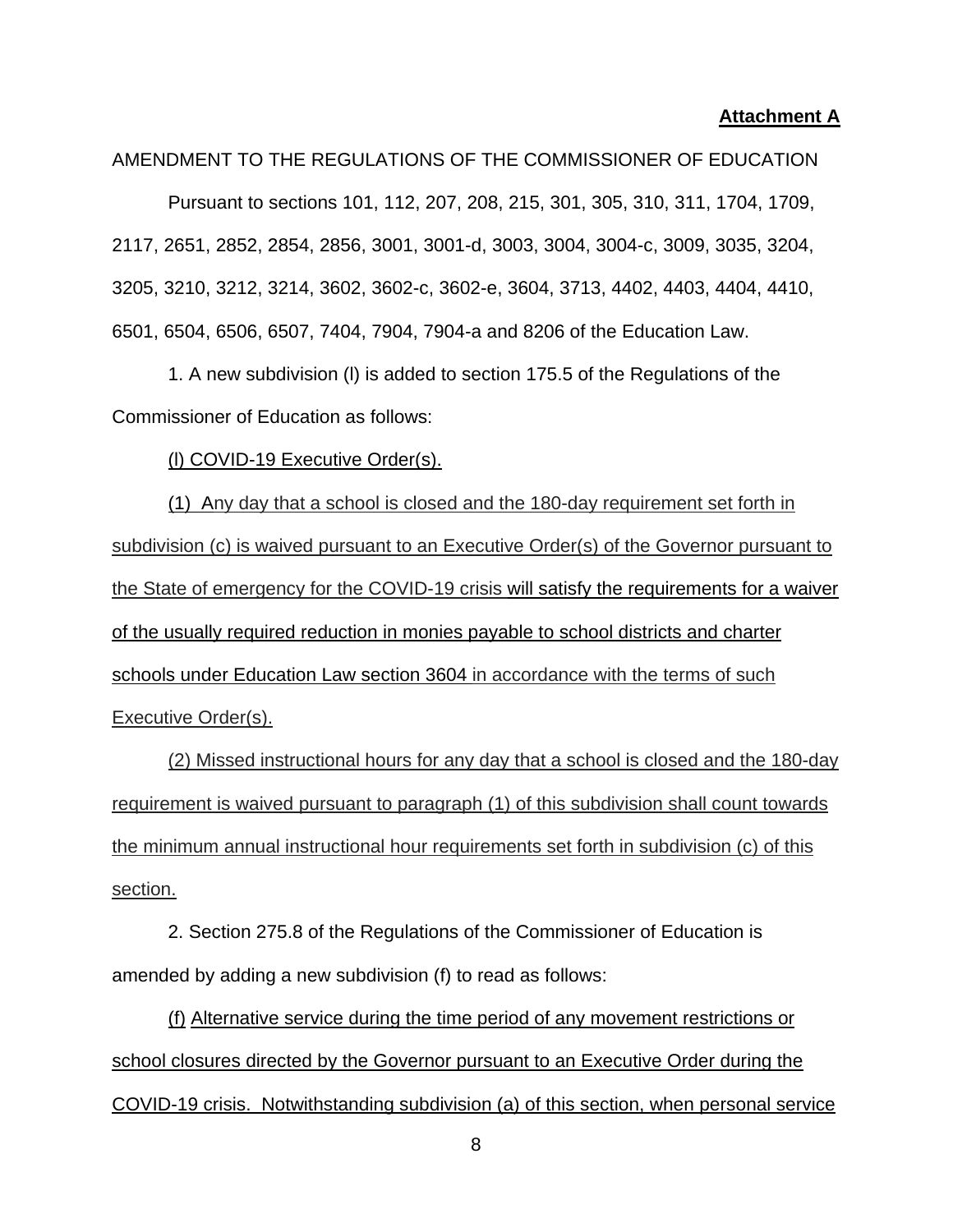**Attachment A**

AMENDMENT TO THE REGULATIONS OF THE COMMISSIONER OF EDUCATION

Pursuant to sections 101, 112, 207, 208, 215, 301, 305, 310, 311, 1704, 1709, 2117, 2651, 2852, 2854, 2856, 3001, 3001-d, 3003, 3004, 3004-c, 3009, 3035, 3204, 3205, 3210, 3212, 3214, 3602, 3602-c, 3602-e, 3604, 3713, 4402, 4403, 4404, 4410, 6501, 6504, 6506, 6507, 7404, 7904, 7904-a and 8206 of the Education Law.

1. A new subdivision (l) is added to section 175.5 of the Regulations of the Commissioner of Education as follows:

<u>(l) COVID-19 Executive Order(s).</u>

<u>(1) Any day that a school is closed and the 180-day requirement set forth in subdivision (c) is waived pursuant to an Executive Order(s) of the Governor pursuant to the State of emergency for the COVID-19 crisis will satisfy the requirements for a waiver of the usually required reduction in monies payable to school districts and charter schools under Education Law section 3604 in accordance with the terms of such Executive Order(s).</u>

<u>(2) Missed instructional hours for any day that a school is closed and the 180-day requirement is waived pursuant to paragraph (1) of this subdivision shall count towards the minimum annual instructional hour requirements set forth in subdivision (c) of this section.</u>

2. Section 275.8 of the Regulations of the Commissioner of Education is amended by adding a new subdivision (f) to read as follows:

<u>(f) Alternative service during the time period of any movement restrictions or school closures directed by the Governor pursuant to an Executive Order during the COVID-19 crisis. Notwithstanding subdivision (a) of this section, when personal service</u>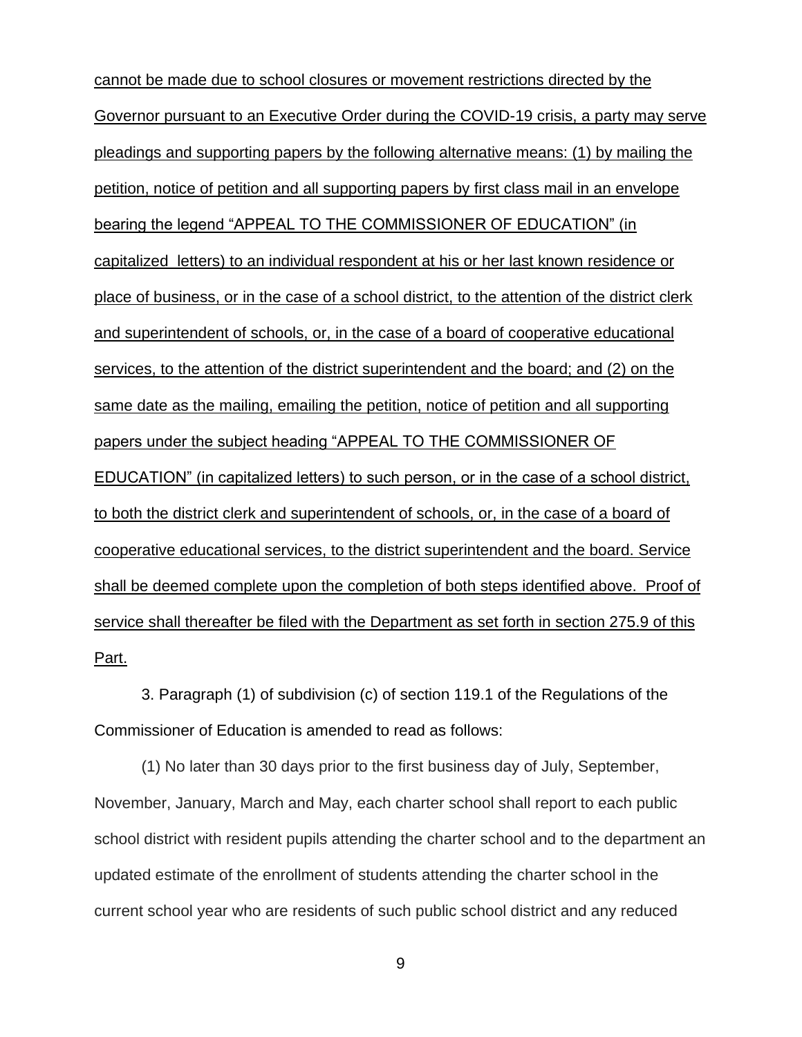<u>cannot be made due to school closures or movement restrictions directed by the Governor pursuant to an Executive Order during the COVID-19 crisis, a party may serve pleadings and supporting papers by the following alternative means: (1) by mailing the petition, notice of petition and all supporting papers by first class mail in an envelope bearing the legend “APPEAL TO THE COMMISSIONER OF EDUCATION” (in capitalized letters) to an individual respondent at his or her last known residence or place of business, or in the case of a school district, to the attention of the district clerk and superintendent of schools, or, in the case of a board of cooperative educational services, to the attention of the district superintendent and the board; and (2) on the same date as the mailing, emailing the petition, notice of petition and all supporting papers under the subject heading “APPEAL TO THE COMMISSIONER OF EDUCATION” (in capitalized letters) to such person, or in the case of a school district, to both the district clerk and superintendent of schools, or, in the case of a board of cooperative educational services, to the district superintendent and the board. Service shall be deemed complete upon the completion of both steps identified above. Proof of service shall thereafter be filed with the Department as set forth in section 275.9 of this Part.</u>

3. Paragraph (1) of subdivision (c) of section 119.1 of the Regulations of the Commissioner of Education is amended to read as follows:

(1) No later than 30 days prior to the first business day of July, September, November, January, March and May, each charter school shall report to each public school district with resident pupils attending the charter school and to the department an updated estimate of the enrollment of students attending the charter school in the current school year who are residents of such public school district and any reduced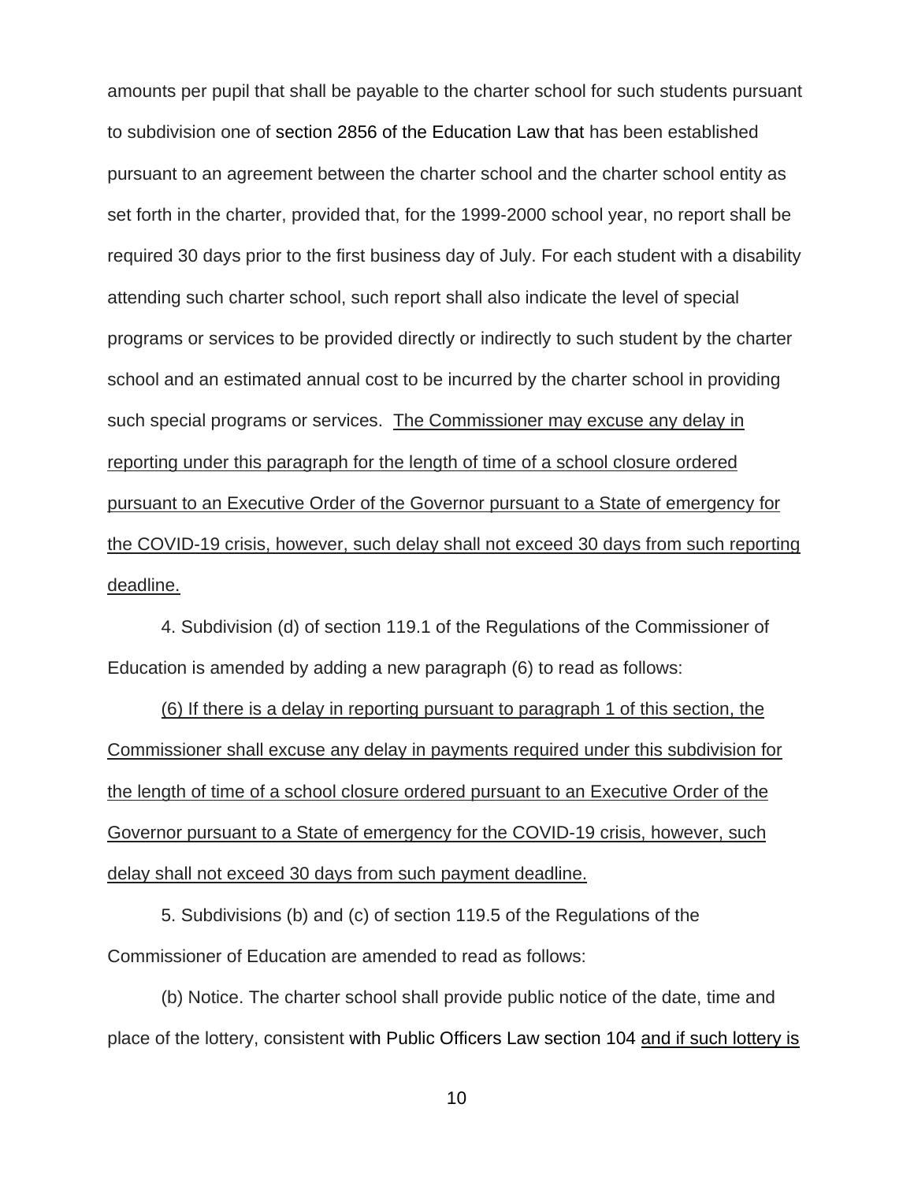amounts per pupil that shall be payable to the charter school for such students pursuant to subdivision one of section 2856 of the Education Law that has been established pursuant to an agreement between the charter school and the charter school entity as set forth in the charter, provided that, for the 1999-2000 school year, no report shall be required 30 days prior to the first business day of July. For each student with a disability attending such charter school, such report shall also indicate the level of special programs or services to be provided directly or indirectly to such student by the charter school and an estimated annual cost to be incurred by the charter school in providing such special programs or services. <u>The Commissioner may excuse any delay in reporting under this paragraph for the length of time of a school closure ordered pursuant to an Executive Order of the Governor pursuant to a State of emergency for the COVID-19 crisis, however, such delay shall not exceed 30 days from such reporting deadline.</u>

4. Subdivision (d) of section 119.1 of the Regulations of the Commissioner of Education is amended by adding a new paragraph (6) to read as follows:

<u>(6) If there is a delay in reporting pursuant to paragraph 1 of this section, the Commissioner shall excuse any delay in payments required under this subdivision for the length of time of a school closure ordered pursuant to an Executive Order of the Governor pursuant to a State of emergency for the COVID-19 crisis, however, such delay shall not exceed 30 days from such payment deadline.</u>

5. Subdivisions (b) and (c) of section 119.5 of the Regulations of the Commissioner of Education are amended to read as follows:

(b) Notice. The charter school shall provide public notice of the date, time and place of the lottery, consistent with Public Officers Law section 104 <u>and if such lottery is</u>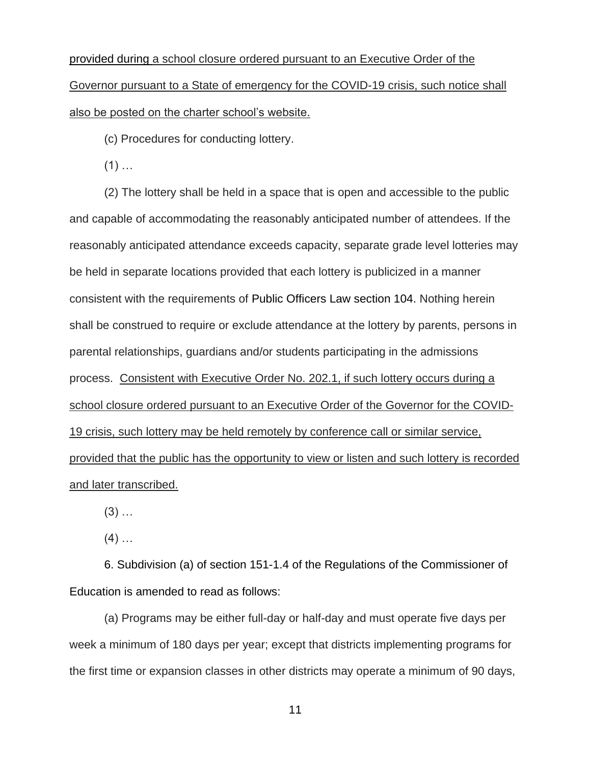provided during a school closure ordered pursuant to an Executive Order of the Governor pursuant to a State of emergency for the COVID-19 crisis, such notice shall also be posted on the charter school's website.

(c) Procedures for conducting lottery.

(1) …

(2) The lottery shall be held in a space that is open and accessible to the public and capable of accommodating the reasonably anticipated number of attendees. If the reasonably anticipated attendance exceeds capacity, separate grade level lotteries may be held in separate locations provided that each lottery is publicized in a manner consistent with the requirements of Public Officers Law section 104. Nothing herein shall be construed to require or exclude attendance at the lottery by parents, persons in parental relationships, guardians and/or students participating in the admissions process. Consistent with Executive Order No. 202.1, if such lottery occurs during a school closure ordered pursuant to an Executive Order of the Governor for the COVID-19 crisis, such lottery may be held remotely by conference call or similar service, provided that the public has the opportunity to view or listen and such lottery is recorded and later transcribed.

(3) …

(4) …

6. Subdivision (a) of section 151-1.4 of the Regulations of the Commissioner of Education is amended to read as follows:

(a) Programs may be either full-day or half-day and must operate five days per week a minimum of 180 days per year; except that districts implementing programs for the first time or expansion classes in other districts may operate a minimum of 90 days,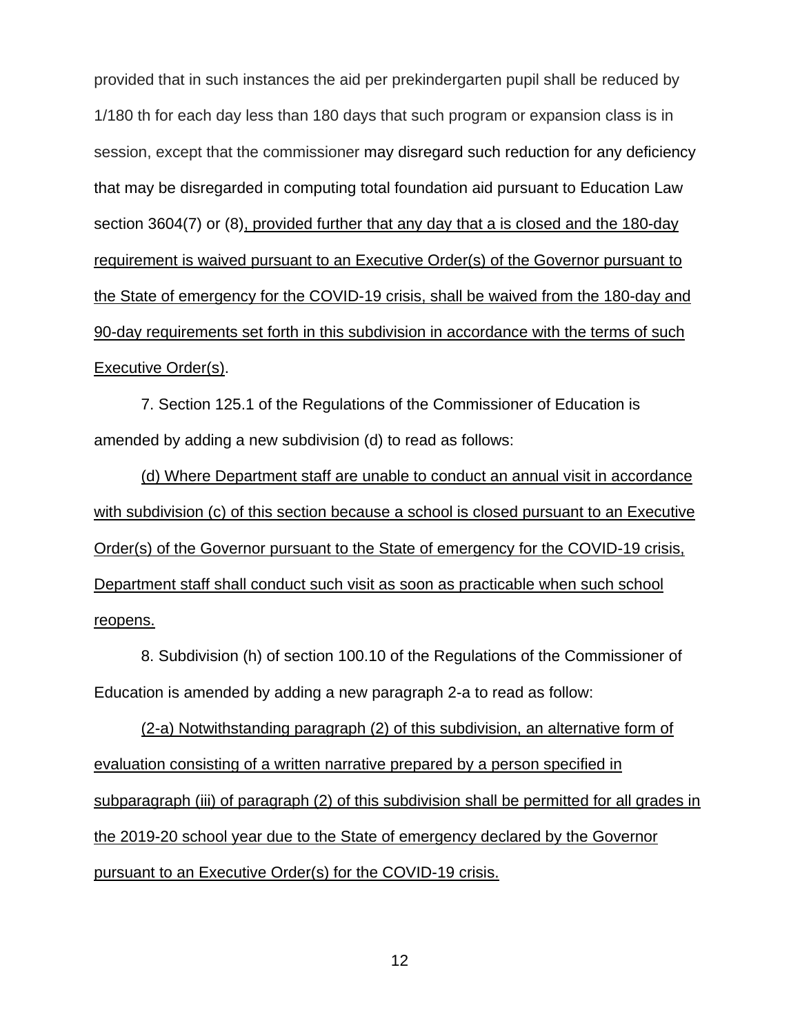provided that in such instances the aid per prekindergarten pupil shall be reduced by 1/180 th for each day less than 180 days that such program or expansion class is in session, except that the commissioner may disregard such reduction for any deficiency that may be disregarded in computing total foundation aid pursuant to Education Law section 3604(7) or (8)<u>, provided further that any day that a is closed and the 180-day requirement is waived pursuant to an Executive Order(s) of the Governor pursuant to the State of emergency for the COVID-19 crisis, shall be waived from the 180-day and 90-day requirements set forth in this subdivision in accordance with the terms of such Executive Order(s)</u>.

7. Section 125.1 of the Regulations of the Commissioner of Education is amended by adding a new subdivision (d) to read as follows:

<u>(d) Where Department staff are unable to conduct an annual visit in accordance with subdivision (c) of this section because a school is closed pursuant to an Executive Order(s) of the Governor pursuant to the State of emergency for the COVID-19 crisis, Department staff shall conduct such visit as soon as practicable when such school reopens.</u>

8. Subdivision (h) of section 100.10 of the Regulations of the Commissioner of Education is amended by adding a new paragraph 2-a to read as follow:

<u>(2-a) Notwithstanding paragraph (2) of this subdivision, an alternative form of evaluation consisting of a written narrative prepared by a person specified in subparagraph (iii) of paragraph (2) of this subdivision shall be permitted for all grades in the 2019-20 school year due to the State of emergency declared by the Governor pursuant to an Executive Order(s) for the COVID-19 crisis.</u>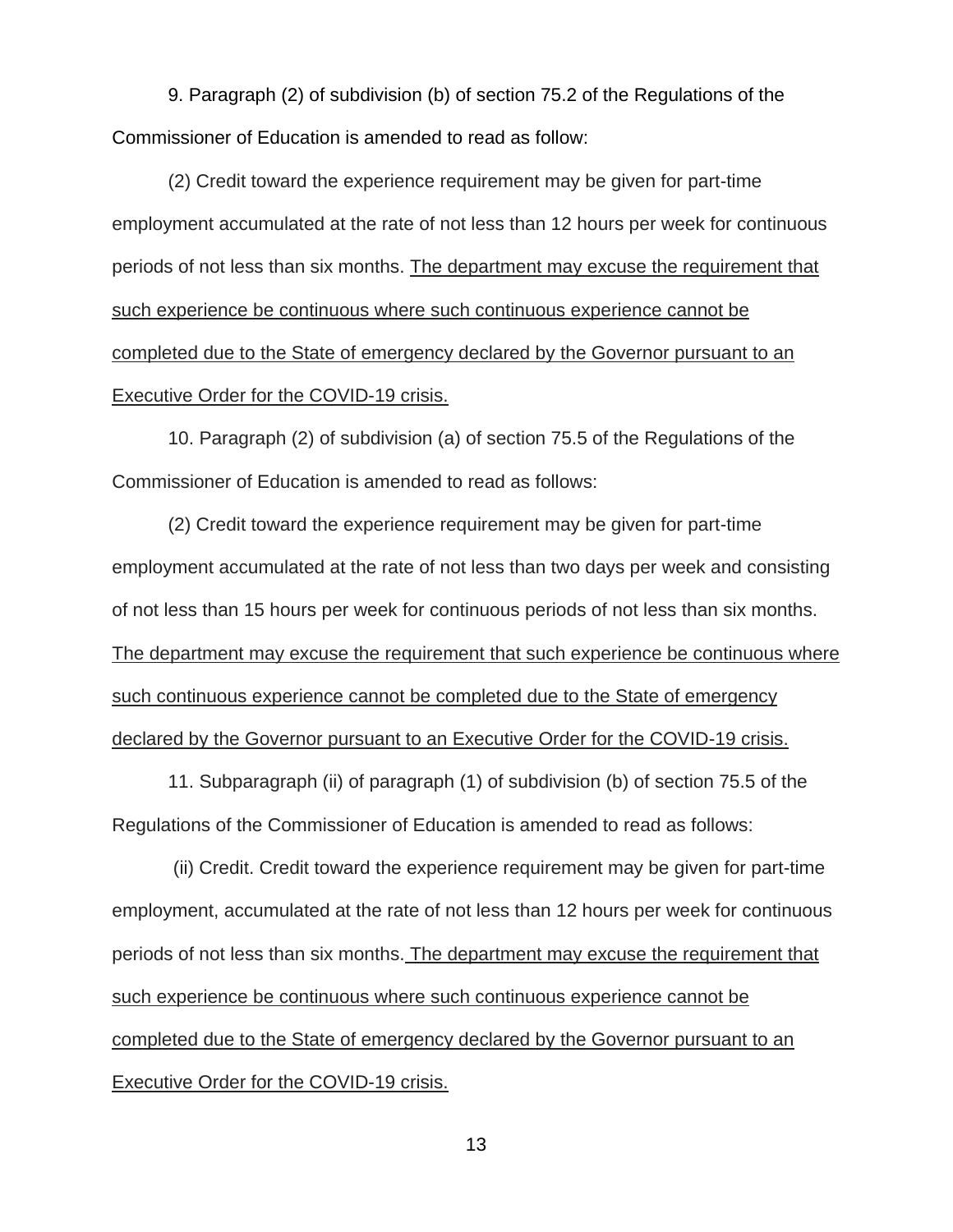9. Paragraph (2) of subdivision (b) of section 75.2 of the Regulations of the Commissioner of Education is amended to read as follow:

(2) Credit toward the experience requirement may be given for part-time employment accumulated at the rate of not less than 12 hours per week for continuous periods of not less than six months. <u>The department may excuse the requirement that such experience be continuous where such continuous experience cannot be completed due to the State of emergency declared by the Governor pursuant to an Executive Order for the COVID-19 crisis.</u>

10. Paragraph (2) of subdivision (a) of section 75.5 of the Regulations of the Commissioner of Education is amended to read as follows:

(2) Credit toward the experience requirement may be given for part-time employment accumulated at the rate of not less than two days per week and consisting of not less than 15 hours per week for continuous periods of not less than six months. <u>The department may excuse the requirement that such experience be continuous where such continuous experience cannot be completed due to the State of emergency declared by the Governor pursuant to an Executive Order for the COVID-19 crisis.</u>

11. Subparagraph (ii) of paragraph (1) of subdivision (b) of section 75.5 of the Regulations of the Commissioner of Education is amended to read as follows:

(ii) Credit. Credit toward the experience requirement may be given for part-time employment, accumulated at the rate of not less than 12 hours per week for continuous periods of not less than six months. <u>The department may excuse the requirement that such experience be continuous where such continuous experience cannot be completed due to the State of emergency declared by the Governor pursuant to an Executive Order for the COVID-19 crisis.</u>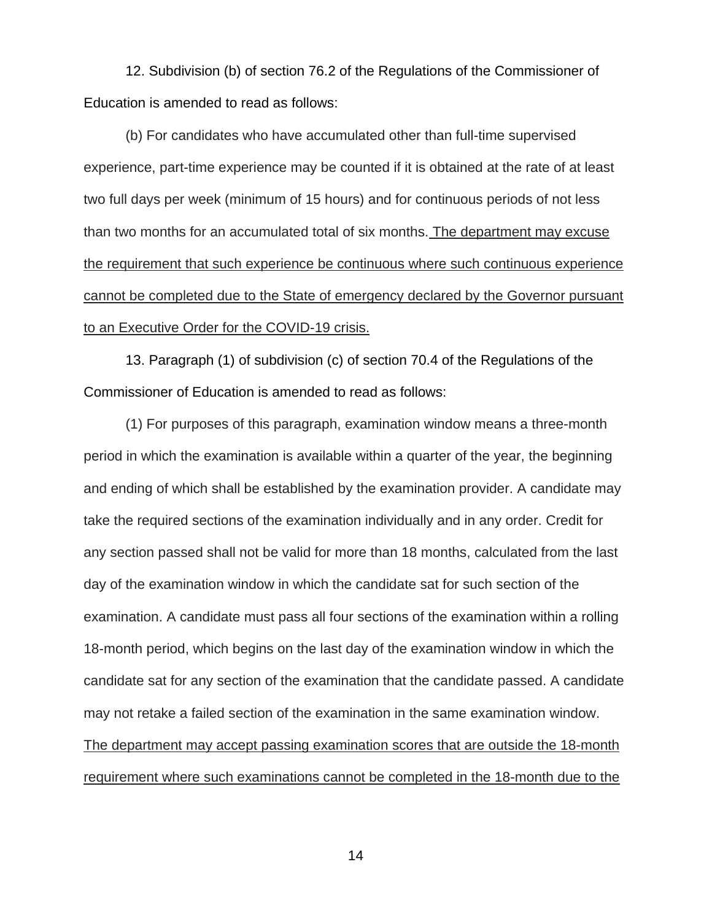12. Subdivision (b) of section 76.2 of the Regulations of the Commissioner of Education is amended to read as follows:

(b) For candidates who have accumulated other than full-time supervised experience, part-time experience may be counted if it is obtained at the rate of at least two full days per week (minimum of 15 hours) and for continuous periods of not less than two months for an accumulated total of six months. <u>The department may excuse the requirement that such experience be continuous where such continuous experience cannot be completed due to the State of emergency declared by the Governor pursuant to an Executive Order for the COVID-19 crisis.</u>

13. Paragraph (1) of subdivision (c) of section 70.4 of the Regulations of the Commissioner of Education is amended to read as follows:

(1) For purposes of this paragraph, examination window means a three-month period in which the examination is available within a quarter of the year, the beginning and ending of which shall be established by the examination provider. A candidate may take the required sections of the examination individually and in any order. Credit for any section passed shall not be valid for more than 18 months, calculated from the last day of the examination window in which the candidate sat for such section of the examination. A candidate must pass all four sections of the examination within a rolling 18-month period, which begins on the last day of the examination window in which the candidate sat for any section of the examination that the candidate passed. A candidate may not retake a failed section of the examination in the same examination window. <u>The department may accept passing examination scores that are outside the 18-month requirement where such examinations cannot be completed in the 18-month due to the</u>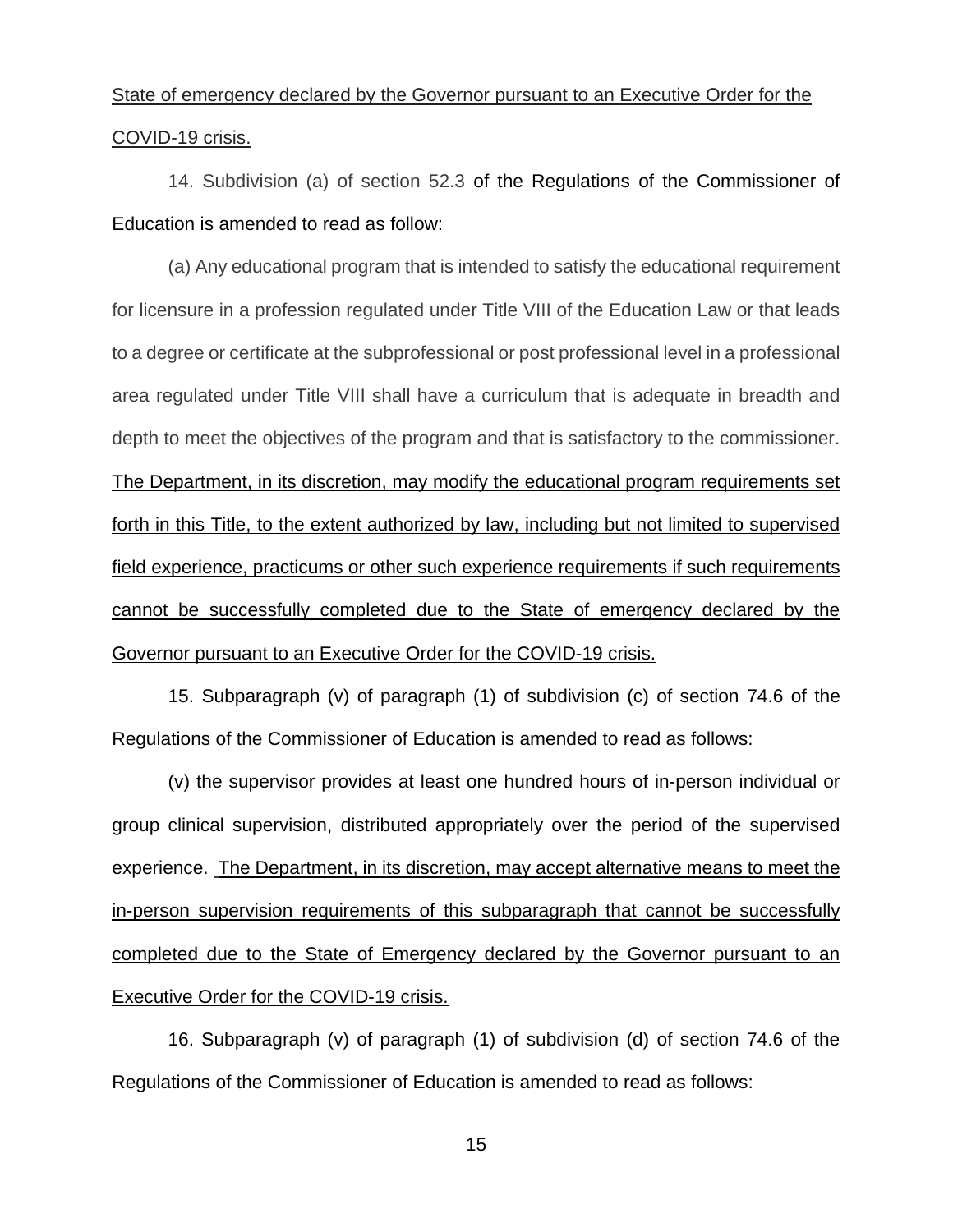<u>State of emergency declared by the Governor pursuant to an Executive Order for the COVID-19 crisis.</u>

14. Subdivision (a) of section 52.3 of the Regulations of the Commissioner of Education is amended to read as follow:

(a) Any educational program that is intended to satisfy the educational requirement for licensure in a profession regulated under Title VIII of the Education Law or that leads to a degree or certificate at the subprofessional or post professional level in a professional area regulated under Title VIII shall have a curriculum that is adequate in breadth and depth to meet the objectives of the program and that is satisfactory to the commissioner. <u>The Department, in its discretion, may modify the educational program requirements set forth in this Title, to the extent authorized by law, including but not limited to supervised field experience, practicums or other such experience requirements if such requirements cannot be successfully completed due to the State of emergency declared by the Governor pursuant to an Executive Order for the COVID-19 crisis.</u>

15. Subparagraph (v) of paragraph (1) of subdivision (c) of section 74.6 of the Regulations of the Commissioner of Education is amended to read as follows:

(v) the supervisor provides at least one hundred hours of in-person individual or group clinical supervision, distributed appropriately over the period of the supervised experience. <u>The Department, in its discretion, may accept alternative means to meet the in-person supervision requirements of this subparagraph that cannot be successfully completed due to the State of Emergency declared by the Governor pursuant to an Executive Order for the COVID-19 crisis.</u>

16. Subparagraph (v) of paragraph (1) of subdivision (d) of section 74.6 of the Regulations of the Commissioner of Education is amended to read as follows: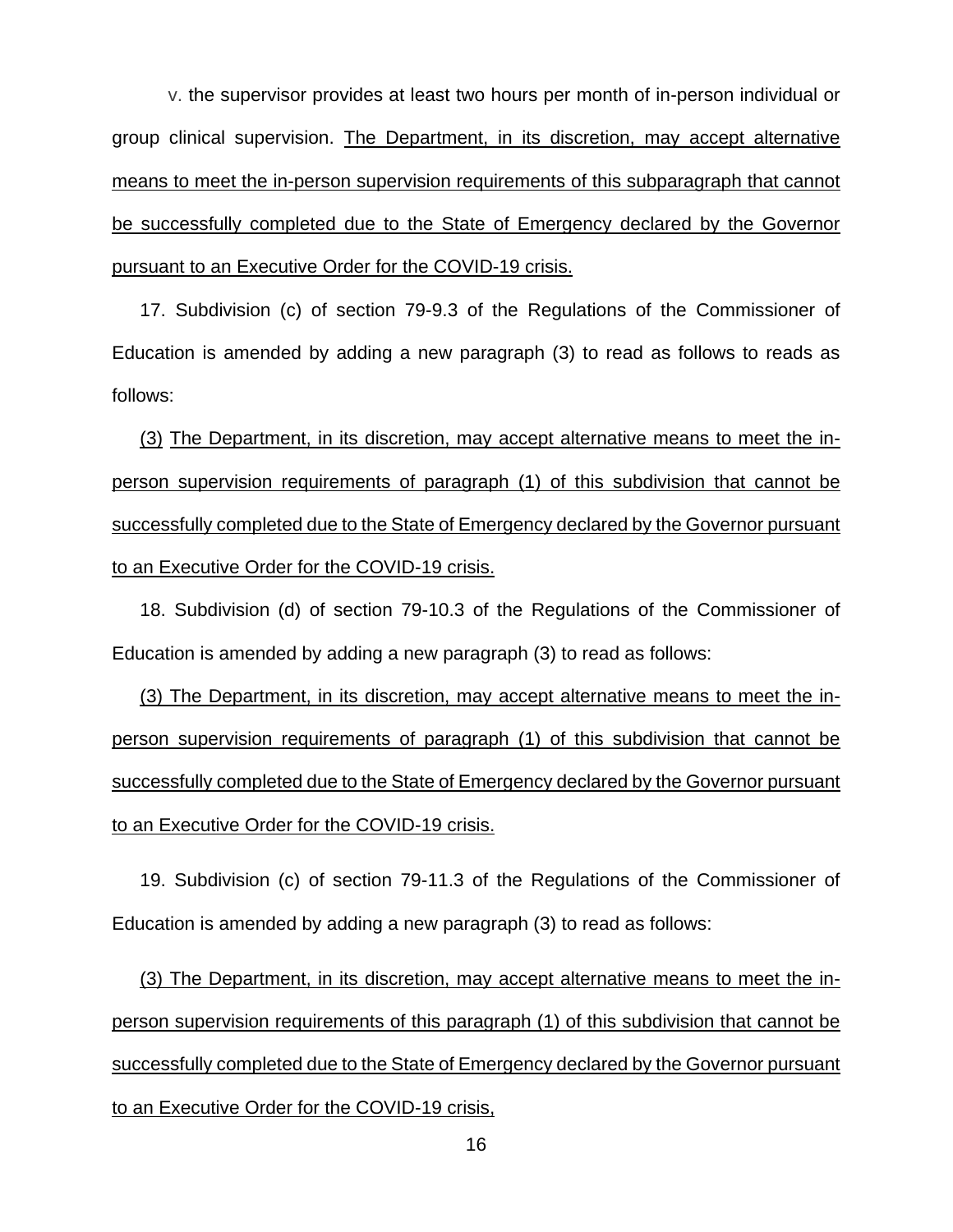v. the supervisor provides at least two hours per month of in-person individual or group clinical supervision. <u>The Department, in its discretion, may accept alternative means to meet the in-person supervision requirements of this subparagraph that cannot be successfully completed due to the State of Emergency declared by the Governor pursuant to an Executive Order for the COVID-19 crisis.</u>

17. Subdivision (c) of section 79-9.3 of the Regulations of the Commissioner of Education is amended by adding a new paragraph (3) to read as follows to reads as follows:

<u>(3)</u> <u>The Department, in its discretion, may accept alternative means to meet the in-person supervision requirements of paragraph (1) of this subdivision that cannot be successfully completed due to the State of Emergency declared by the Governor pursuant to an Executive Order for the COVID-19 crisis.</u>

18. Subdivision (d) of section 79-10.3 of the Regulations of the Commissioner of Education is amended by adding a new paragraph (3) to read as follows:

<u>(3) The Department, in its discretion, may accept alternative means to meet the in-person supervision requirements of paragraph (1) of this subdivision that cannot be successfully completed due to the State of Emergency declared by the Governor pursuant to an Executive Order for the COVID-19 crisis.</u>

19. Subdivision (c) of section 79-11.3 of the Regulations of the Commissioner of Education is amended by adding a new paragraph (3) to read as follows:

<u>(3) The Department, in its discretion, may accept alternative means to meet the in-person supervision requirements of this paragraph (1) of this subdivision that cannot be successfully completed due to the State of Emergency declared by the Governor pursuant to an Executive Order for the COVID-19 crisis,</u>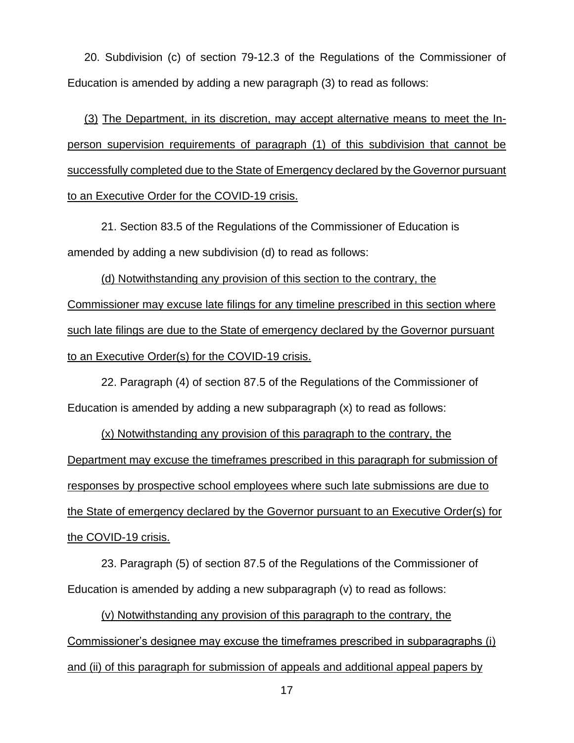20. Subdivision (c) of section 79-12.3 of the Regulations of the Commissioner of Education is amended by adding a new paragraph (3) to read as follows:

<u>(3) The Department, in its discretion, may accept alternative means to meet the In-person supervision requirements of paragraph (1) of this subdivision that cannot be successfully completed due to the State of Emergency declared by the Governor pursuant to an Executive Order for the COVID-19 crisis.</u>

21. Section 83.5 of the Regulations of the Commissioner of Education is amended by adding a new subdivision (d) to read as follows:

<u>(d) Notwithstanding any provision of this section to the contrary, the Commissioner may excuse late filings for any timeline prescribed in this section where such late filings are due to the State of emergency declared by the Governor pursuant to an Executive Order(s) for the COVID-19 crisis.</u>

22. Paragraph (4) of section 87.5 of the Regulations of the Commissioner of Education is amended by adding a new subparagraph (x) to read as follows:

<u>(x) Notwithstanding any provision of this paragraph to the contrary, the Department may excuse the timeframes prescribed in this paragraph for submission of responses by prospective school employees where such late submissions are due to the State of emergency declared by the Governor pursuant to an Executive Order(s) for the COVID-19 crisis.</u>

23. Paragraph (5) of section 87.5 of the Regulations of the Commissioner of Education is amended by adding a new subparagraph (v) to read as follows:

<u>(v) Notwithstanding any provision of this paragraph to the contrary, the Commissioner's designee may excuse the timeframes prescribed in subparagraphs (i) and (ii) of this paragraph for submission of appeals and additional appeal papers by</u>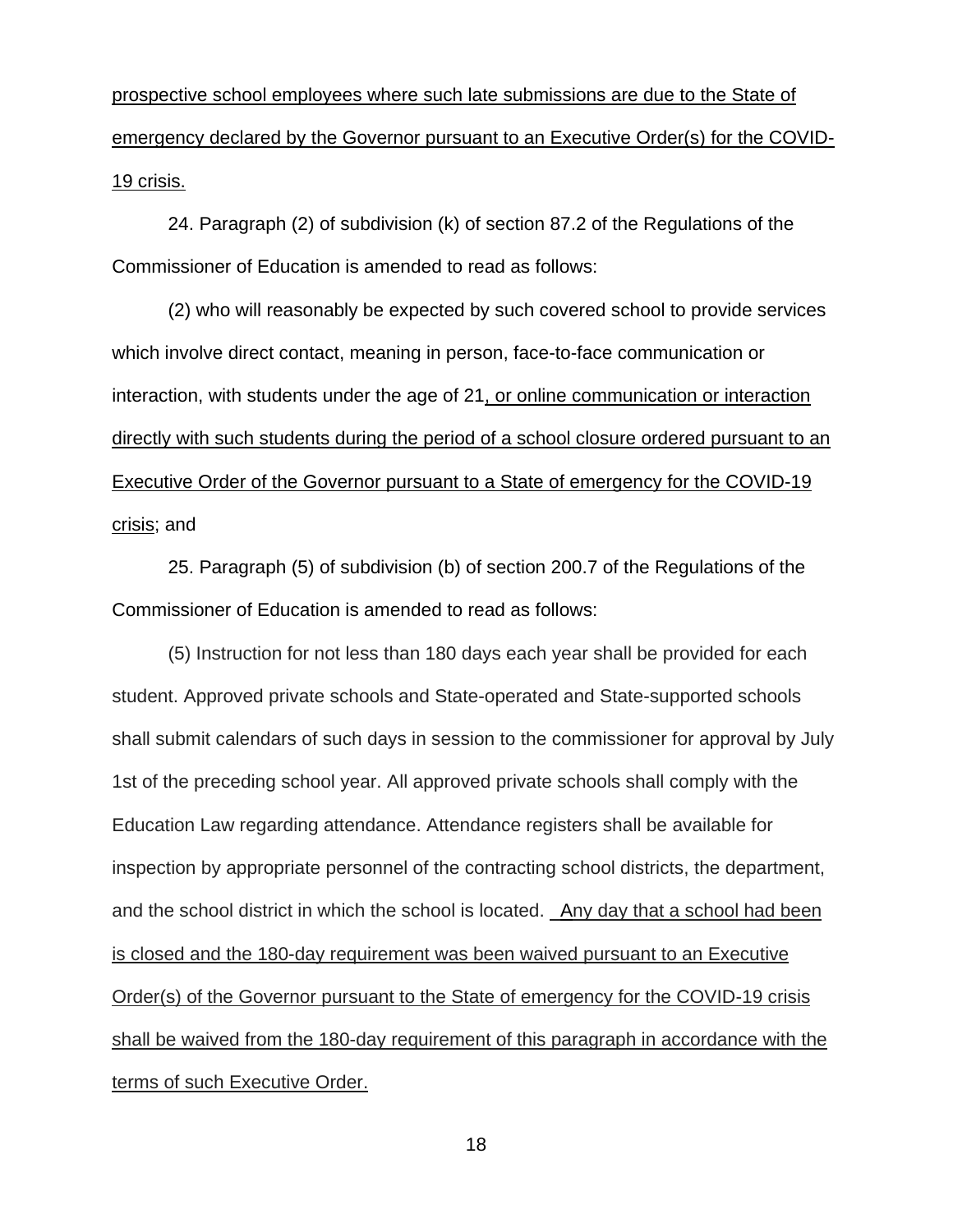prospective school employees where such late submissions are due to the State of emergency declared by the Governor pursuant to an Executive Order(s) for the COVID-19 crisis.

24. Paragraph (2) of subdivision (k) of section 87.2 of the Regulations of the Commissioner of Education is amended to read as follows:

(2) who will reasonably be expected by such covered school to provide services which involve direct contact, meaning in person, face-to-face communication or interaction, with students under the age of 21, or online communication or interaction directly with such students during the period of a school closure ordered pursuant to an Executive Order of the Governor pursuant to a State of emergency for the COVID-19 crisis; and

25. Paragraph (5) of subdivision (b) of section 200.7 of the Regulations of the Commissioner of Education is amended to read as follows:

(5) Instruction for not less than 180 days each year shall be provided for each student. Approved private schools and State-operated and State-supported schools shall submit calendars of such days in session to the commissioner for approval by July 1st of the preceding school year. All approved private schools shall comply with the Education Law regarding attendance. Attendance registers shall be available for inspection by appropriate personnel of the contracting school districts, the department, and the school district in which the school is located. Any day that a school had been is closed and the 180-day requirement was been waived pursuant to an Executive Order(s) of the Governor pursuant to the State of emergency for the COVID-19 crisis shall be waived from the 180-day requirement of this paragraph in accordance with the terms of such Executive Order.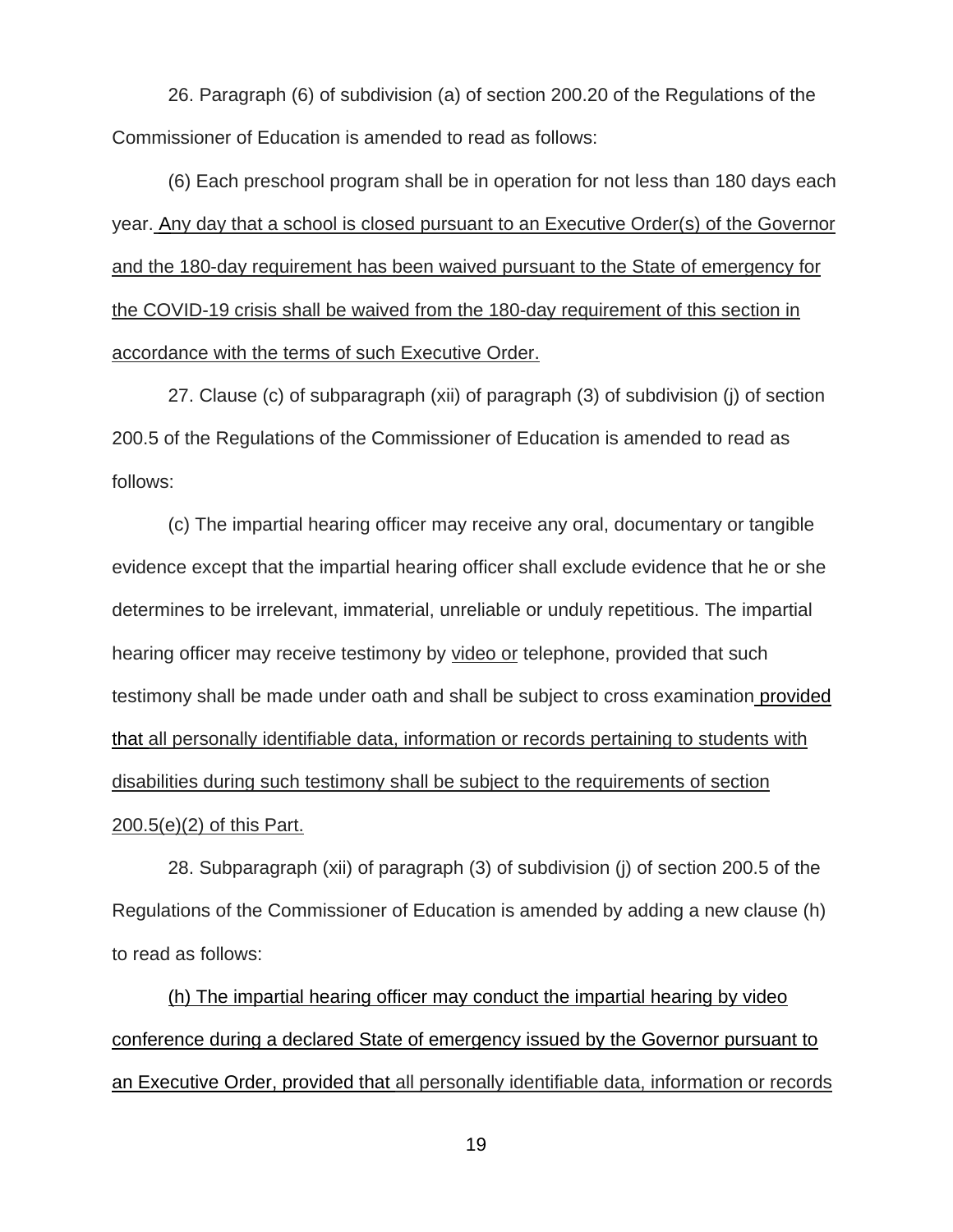26. Paragraph (6) of subdivision (a) of section 200.20 of the Regulations of the Commissioner of Education is amended to read as follows:

(6) Each preschool program shall be in operation for not less than 180 days each year. <u>Any day that a school is closed pursuant to an Executive Order(s) of the Governor and the 180-day requirement has been waived pursuant to the State of emergency for the COVID-19 crisis shall be waived from the 180-day requirement of this section in accordance with the terms of such Executive Order.</u>

27. Clause (c) of subparagraph (xii) of paragraph (3) of subdivision (j) of section 200.5 of the Regulations of the Commissioner of Education is amended to read as follows:

(c) The impartial hearing officer may receive any oral, documentary or tangible evidence except that the impartial hearing officer shall exclude evidence that he or she determines to be irrelevant, immaterial, unreliable or unduly repetitious. The impartial hearing officer may receive testimony by <u>video or</u> telephone, provided that such testimony shall be made under oath and shall be subject to cross examination <u>provided that all personally identifiable data, information or records pertaining to students with disabilities during such testimony shall be subject to the requirements of section 200.5(e)(2) of this Part.</u>

28. Subparagraph (xii) of paragraph (3) of subdivision (j) of section 200.5 of the Regulations of the Commissioner of Education is amended by adding a new clause (h) to read as follows:

<u>(h) The impartial hearing officer may conduct the impartial hearing by video conference during a declared State of emergency issued by the Governor pursuant to an Executive Order, provided that all personally identifiable data, information or records</u>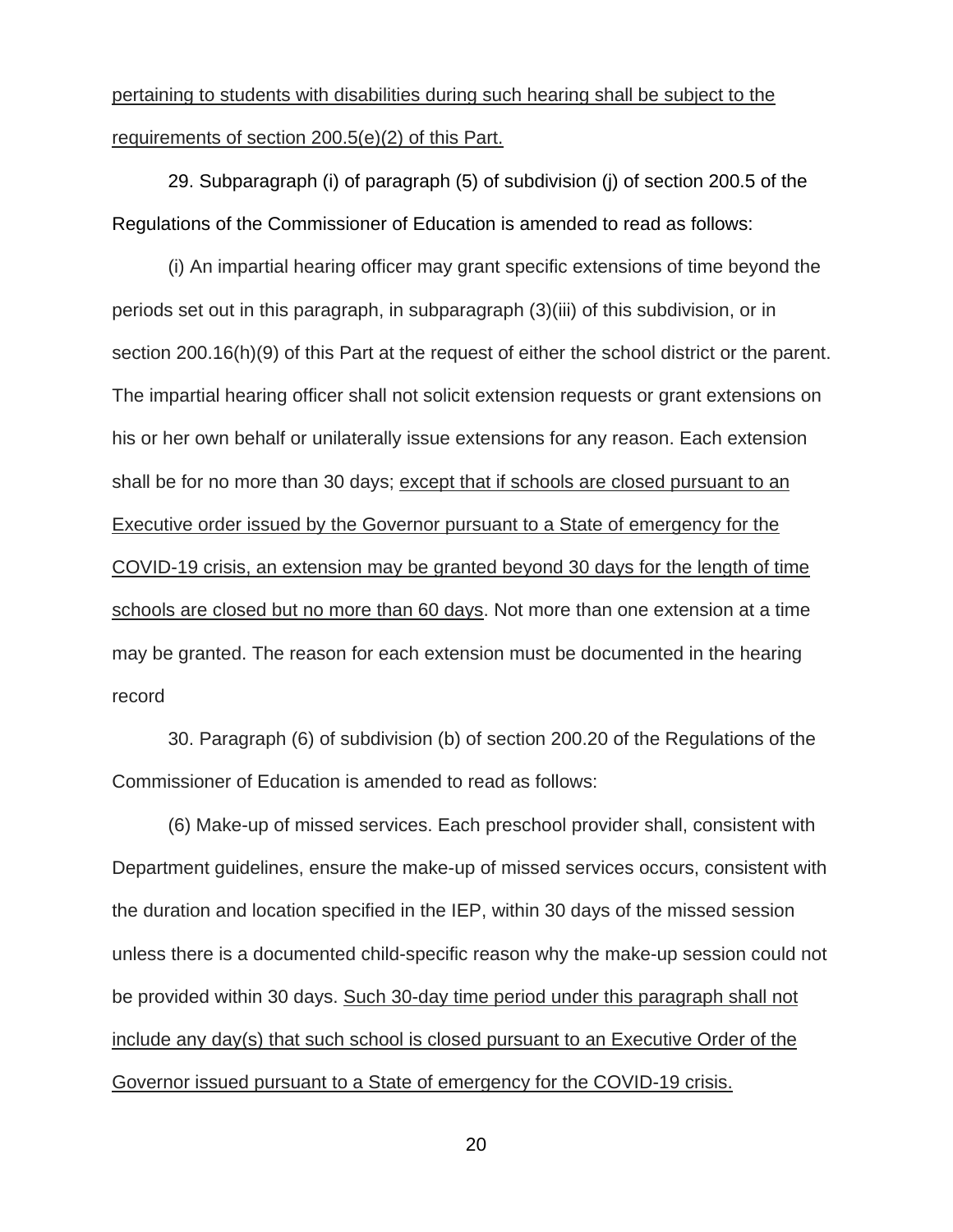pertaining to students with disabilities during such hearing shall be subject to the requirements of section 200.5(e)(2) of this Part.

29. Subparagraph (i) of paragraph (5) of subdivision (j) of section 200.5 of the Regulations of the Commissioner of Education is amended to read as follows:

(i) An impartial hearing officer may grant specific extensions of time beyond the periods set out in this paragraph, in subparagraph (3)(iii) of this subdivision, or in section 200.16(h)(9) of this Part at the request of either the school district or the parent. The impartial hearing officer shall not solicit extension requests or grant extensions on his or her own behalf or unilaterally issue extensions for any reason. Each extension shall be for no more than 30 days; except that if schools are closed pursuant to an Executive order issued by the Governor pursuant to a State of emergency for the COVID-19 crisis, an extension may be granted beyond 30 days for the length of time schools are closed but no more than 60 days. Not more than one extension at a time may be granted. The reason for each extension must be documented in the hearing record

30. Paragraph (6) of subdivision (b) of section 200.20 of the Regulations of the Commissioner of Education is amended to read as follows:

(6) Make-up of missed services. Each preschool provider shall, consistent with Department guidelines, ensure the make-up of missed services occurs, consistent with the duration and location specified in the IEP, within 30 days of the missed session unless there is a documented child-specific reason why the make-up session could not be provided within 30 days. Such 30-day time period under this paragraph shall not include any day(s) that such school is closed pursuant to an Executive Order of the Governor issued pursuant to a State of emergency for the COVID-19 crisis.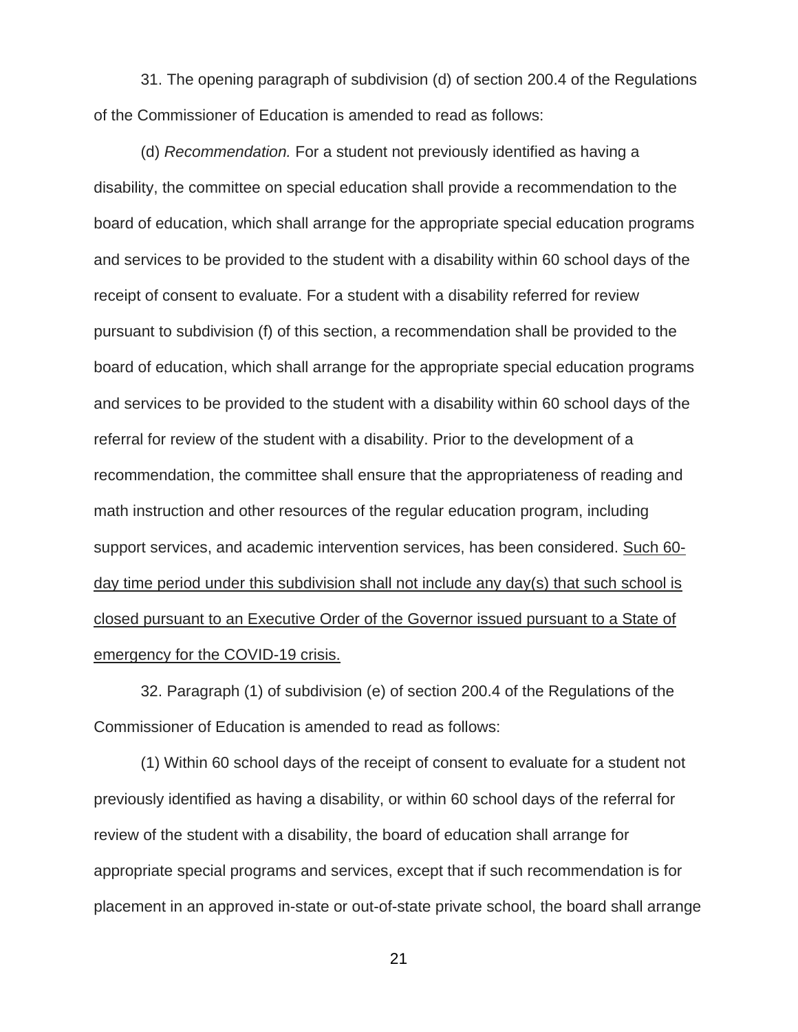31. The opening paragraph of subdivision (d) of section 200.4 of the Regulations of the Commissioner of Education is amended to read as follows:

(d) *Recommendation.* For a student not previously identified as having a disability, the committee on special education shall provide a recommendation to the board of education, which shall arrange for the appropriate special education programs and services to be provided to the student with a disability within 60 school days of the receipt of consent to evaluate. For a student with a disability referred for review pursuant to subdivision (f) of this section, a recommendation shall be provided to the board of education, which shall arrange for the appropriate special education programs and services to be provided to the student with a disability within 60 school days of the referral for review of the student with a disability. Prior to the development of a recommendation, the committee shall ensure that the appropriateness of reading and math instruction and other resources of the regular education program, including support services, and academic intervention services, has been considered. <u>Such 60-day time period under this subdivision shall not include any day(s) that such school is closed pursuant to an Executive Order of the Governor issued pursuant to a State of emergency for the COVID-19 crisis.</u>

32. Paragraph (1) of subdivision (e) of section 200.4 of the Regulations of the Commissioner of Education is amended to read as follows:

(1) Within 60 school days of the receipt of consent to evaluate for a student not previously identified as having a disability, or within 60 school days of the referral for review of the student with a disability, the board of education shall arrange for appropriate special programs and services, except that if such recommendation is for placement in an approved in-state or out-of-state private school, the board shall arrange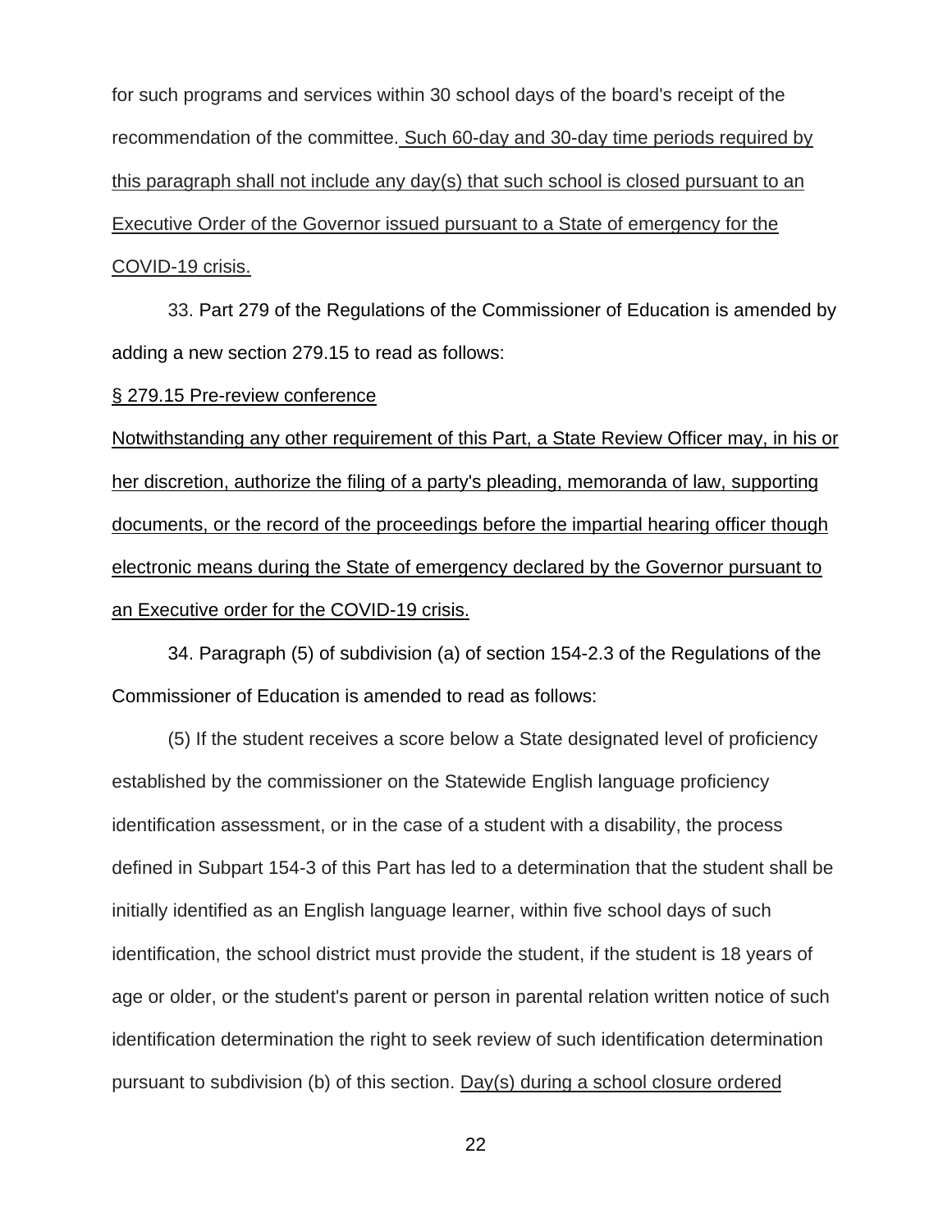for such programs and services within 30 school days of the board's receipt of the recommendation of the committee. <u>Such 60-day and 30-day time periods required by this paragraph shall not include any day(s) that such school is closed pursuant to an Executive Order of the Governor issued pursuant to a State of emergency for the COVID-19 crisis.</u>

33. Part 279 of the Regulations of the Commissioner of Education is amended by adding a new section 279.15 to read as follows:

<u>§ 279.15 Pre-review conference</u>

<u>Notwithstanding any other requirement of this Part, a State Review Officer may, in his or her discretion, authorize the filing of a party's pleading, memoranda of law, supporting documents, or the record of the proceedings before the impartial hearing officer though electronic means during the State of emergency declared by the Governor pursuant to an Executive order for the COVID-19 crisis.</u>

34. Paragraph (5) of subdivision (a) of section 154-2.3 of the Regulations of the Commissioner of Education is amended to read as follows:

(5) If the student receives a score below a State designated level of proficiency established by the commissioner on the Statewide English language proficiency identification assessment, or in the case of a student with a disability, the process defined in Subpart 154-3 of this Part has led to a determination that the student shall be initially identified as an English language learner, within five school days of such identification, the school district must provide the student, if the student is 18 years of age or older, or the student's parent or person in parental relation written notice of such identification determination the right to seek review of such identification determination pursuant to subdivision (b) of this section. <u>Day(s) during a school closure ordered</u>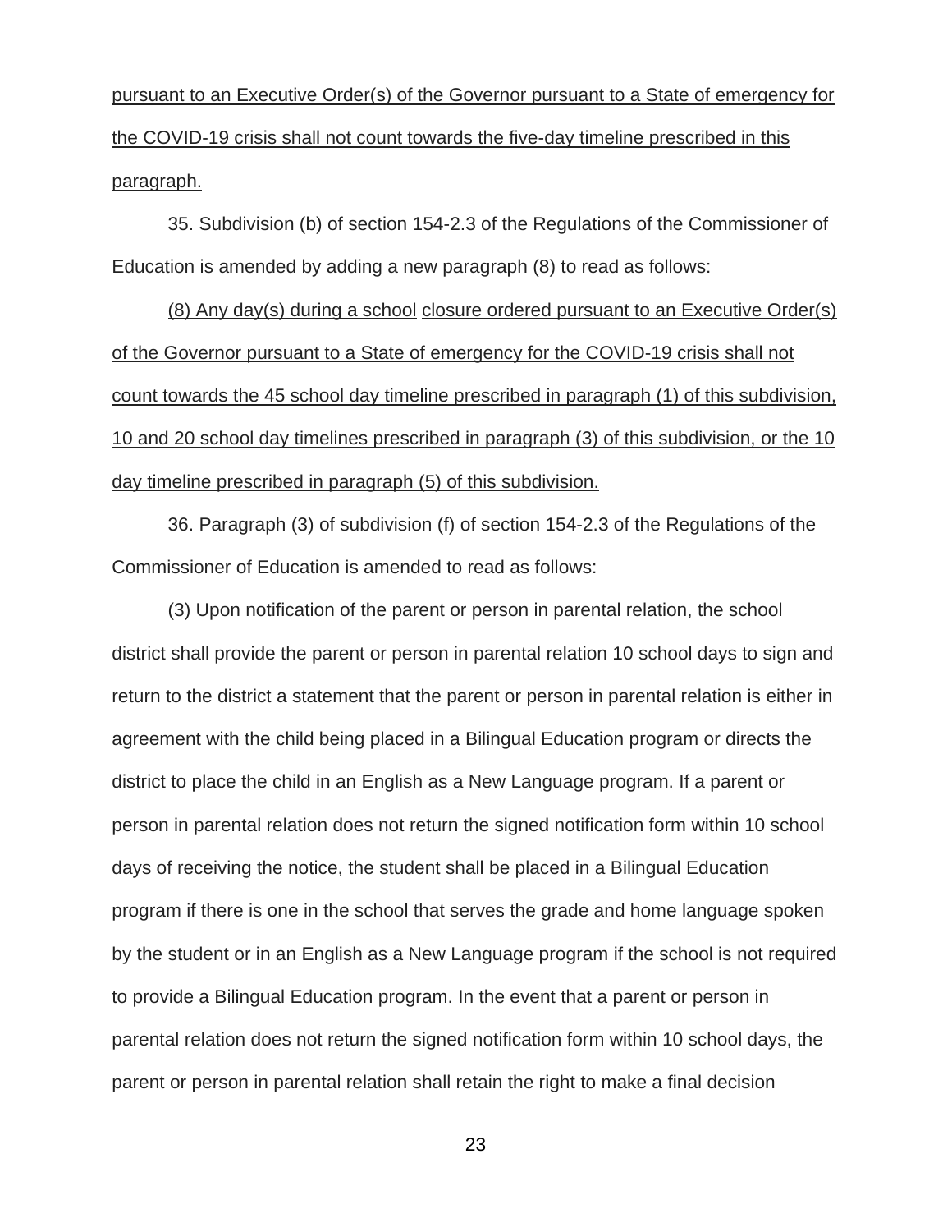<u>pursuant to an Executive Order(s) of the Governor pursuant to a State of emergency for the COVID-19 crisis shall not count towards the five-day timeline prescribed in this paragraph.</u>

35. Subdivision (b) of section 154-2.3 of the Regulations of the Commissioner of Education is amended by adding a new paragraph (8) to read as follows:

<u>(8) Any day(s) during a school closure ordered pursuant to an Executive Order(s) of the Governor pursuant to a State of emergency for the COVID-19 crisis shall not count towards the 45 school day timeline prescribed in paragraph (1) of this subdivision, 10 and 20 school day timelines prescribed in paragraph (3) of this subdivision, or the 10 day timeline prescribed in paragraph (5) of this subdivision.</u>

36. Paragraph (3) of subdivision (f) of section 154-2.3 of the Regulations of the Commissioner of Education is amended to read as follows:

(3) Upon notification of the parent or person in parental relation, the school district shall provide the parent or person in parental relation 10 school days to sign and return to the district a statement that the parent or person in parental relation is either in agreement with the child being placed in a Bilingual Education program or directs the district to place the child in an English as a New Language program. If a parent or person in parental relation does not return the signed notification form within 10 school days of receiving the notice, the student shall be placed in a Bilingual Education program if there is one in the school that serves the grade and home language spoken by the student or in an English as a New Language program if the school is not required to provide a Bilingual Education program. In the event that a parent or person in parental relation does not return the signed notification form within 10 school days, the parent or person in parental relation shall retain the right to make a final decision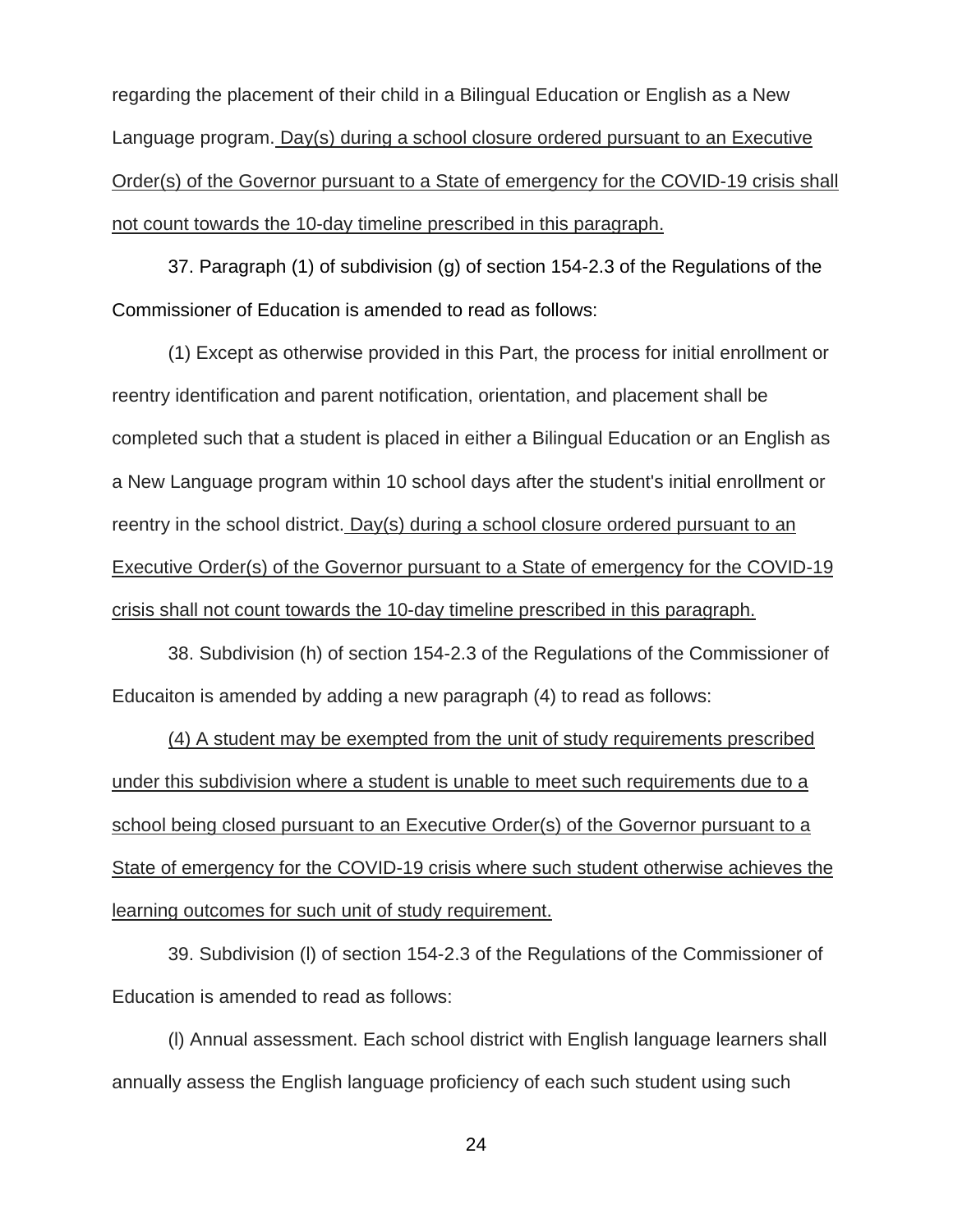regarding the placement of their child in a Bilingual Education or English as a New Language program. <u>Day(s) during a school closure ordered pursuant to an Executive Order(s) of the Governor pursuant to a State of emergency for the COVID-19 crisis shall not count towards the 10-day timeline prescribed in this paragraph.</u>

37. Paragraph (1) of subdivision (g) of section 154-2.3 of the Regulations of the Commissioner of Education is amended to read as follows:

(1) Except as otherwise provided in this Part, the process for initial enrollment or reentry identification and parent notification, orientation, and placement shall be completed such that a student is placed in either a Bilingual Education or an English as a New Language program within 10 school days after the student's initial enrollment or reentry in the school district. <u>Day(s) during a school closure ordered pursuant to an Executive Order(s) of the Governor pursuant to a State of emergency for the COVID-19 crisis shall not count towards the 10-day timeline prescribed in this paragraph.</u>

38. Subdivision (h) of section 154-2.3 of the Regulations of the Commissioner of Educaiton is amended by adding a new paragraph (4) to read as follows:

<u>(4) A student may be exempted from the unit of study requirements prescribed under this subdivision where a student is unable to meet such requirements due to a school being closed pursuant to an Executive Order(s) of the Governor pursuant to a State of emergency for the COVID-19 crisis where such student otherwise achieves the learning outcomes for such unit of study requirement.</u>

39. Subdivision (l) of section 154-2.3 of the Regulations of the Commissioner of Education is amended to read as follows:

(l) Annual assessment. Each school district with English language learners shall annually assess the English language proficiency of each such student using such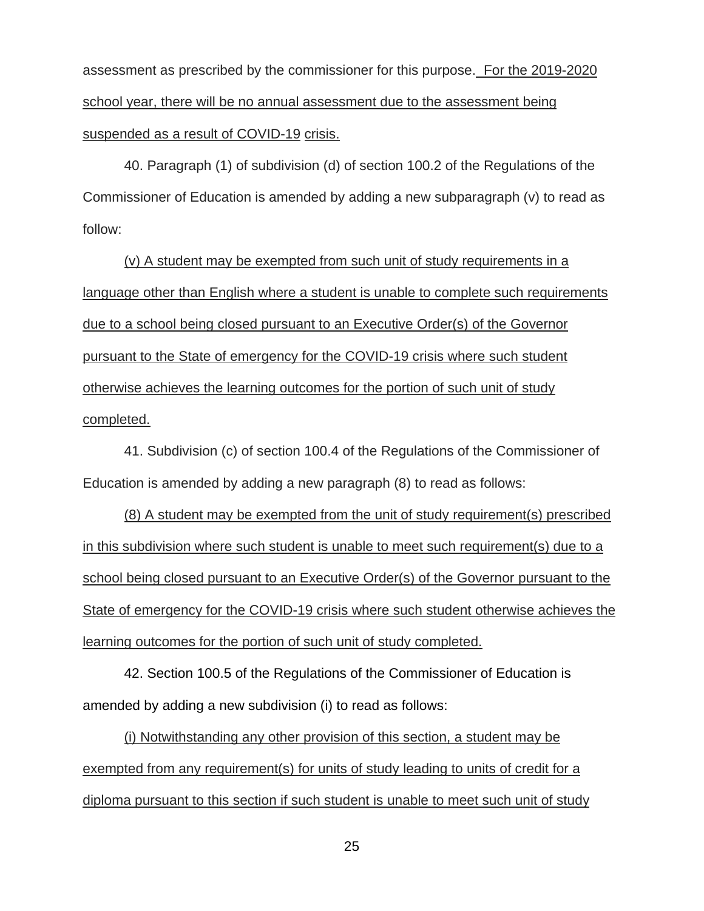assessment as prescribed by the commissioner for this purpose. For the 2019-2020 school year, there will be no annual assessment due to the assessment being suspended as a result of COVID-19 crisis.

40. Paragraph (1) of subdivision (d) of section 100.2 of the Regulations of the Commissioner of Education is amended by adding a new subparagraph (v) to read as follow:

(v) A student may be exempted from such unit of study requirements in a language other than English where a student is unable to complete such requirements due to a school being closed pursuant to an Executive Order(s) of the Governor pursuant to the State of emergency for the COVID-19 crisis where such student otherwise achieves the learning outcomes for the portion of such unit of study completed.

41. Subdivision (c) of section 100.4 of the Regulations of the Commissioner of Education is amended by adding a new paragraph (8) to read as follows:

(8) A student may be exempted from the unit of study requirement(s) prescribed in this subdivision where such student is unable to meet such requirement(s) due to a school being closed pursuant to an Executive Order(s) of the Governor pursuant to the State of emergency for the COVID-19 crisis where such student otherwise achieves the learning outcomes for the portion of such unit of study completed.

42. Section 100.5 of the Regulations of the Commissioner of Education is amended by adding a new subdivision (i) to read as follows:

(i) Notwithstanding any other provision of this section, a student may be exempted from any requirement(s) for units of study leading to units of credit for a diploma pursuant to this section if such student is unable to meet such unit of study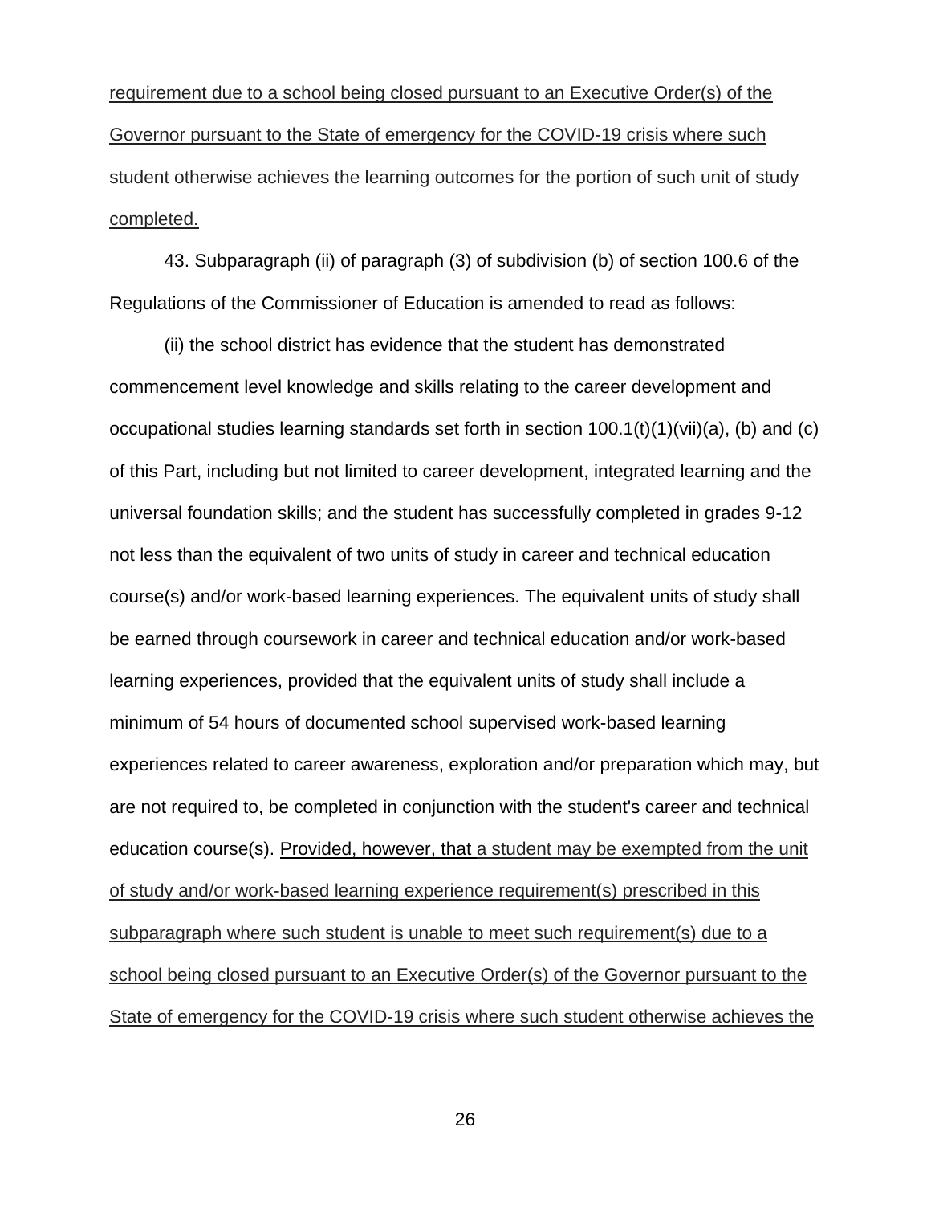requirement due to a school being closed pursuant to an Executive Order(s) of the Governor pursuant to the State of emergency for the COVID-19 crisis where such student otherwise achieves the learning outcomes for the portion of such unit of study completed.

43. Subparagraph (ii) of paragraph (3) of subdivision (b) of section 100.6 of the Regulations of the Commissioner of Education is amended to read as follows:

(ii) the school district has evidence that the student has demonstrated commencement level knowledge and skills relating to the career development and occupational studies learning standards set forth in section 100.1(t)(1)(vii)(a), (b) and (c) of this Part, including but not limited to career development, integrated learning and the universal foundation skills; and the student has successfully completed in grades 9-12 not less than the equivalent of two units of study in career and technical education course(s) and/or work-based learning experiences. The equivalent units of study shall be earned through coursework in career and technical education and/or work-based learning experiences, provided that the equivalent units of study shall include a minimum of 54 hours of documented school supervised work-based learning experiences related to career awareness, exploration and/or preparation which may, but are not required to, be completed in conjunction with the student's career and technical education course(s). Provided, however, that a student may be exempted from the unit of study and/or work-based learning experience requirement(s) prescribed in this subparagraph where such student is unable to meet such requirement(s) due to a school being closed pursuant to an Executive Order(s) of the Governor pursuant to the State of emergency for the COVID-19 crisis where such student otherwise achieves the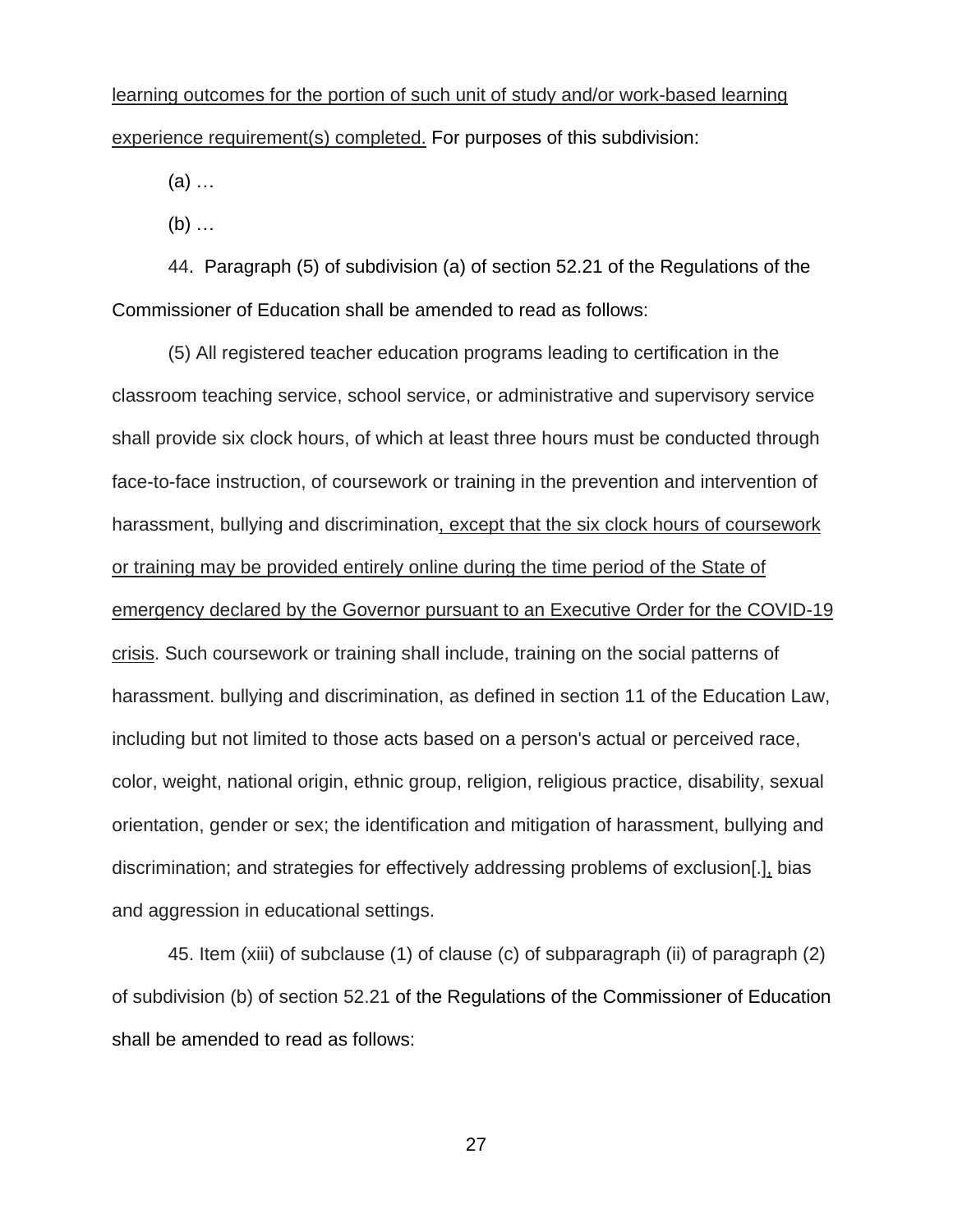learning outcomes for the portion of such unit of study and/or work-based learning experience requirement(s) completed. For purposes of this subdivision:

(a) …

(b) …

44. Paragraph (5) of subdivision (a) of section 52.21 of the Regulations of the Commissioner of Education shall be amended to read as follows:

(5) All registered teacher education programs leading to certification in the classroom teaching service, school service, or administrative and supervisory service shall provide six clock hours, of which at least three hours must be conducted through face-to-face instruction, of coursework or training in the prevention and intervention of harassment, bullying and discrimination, except that the six clock hours of coursework or training may be provided entirely online during the time period of the State of emergency declared by the Governor pursuant to an Executive Order for the COVID-19 crisis. Such coursework or training shall include, training on the social patterns of harassment. bullying and discrimination, as defined in section 11 of the Education Law, including but not limited to those acts based on a person's actual or perceived race, color, weight, national origin, ethnic group, religion, religious practice, disability, sexual orientation, gender or sex; the identification and mitigation of harassment, bullying and discrimination; and strategies for effectively addressing problems of exclusion[.], bias and aggression in educational settings.

45. Item (xiii) of subclause (1) of clause (c) of subparagraph (ii) of paragraph (2) of subdivision (b) of section 52.21 of the Regulations of the Commissioner of Education shall be amended to read as follows: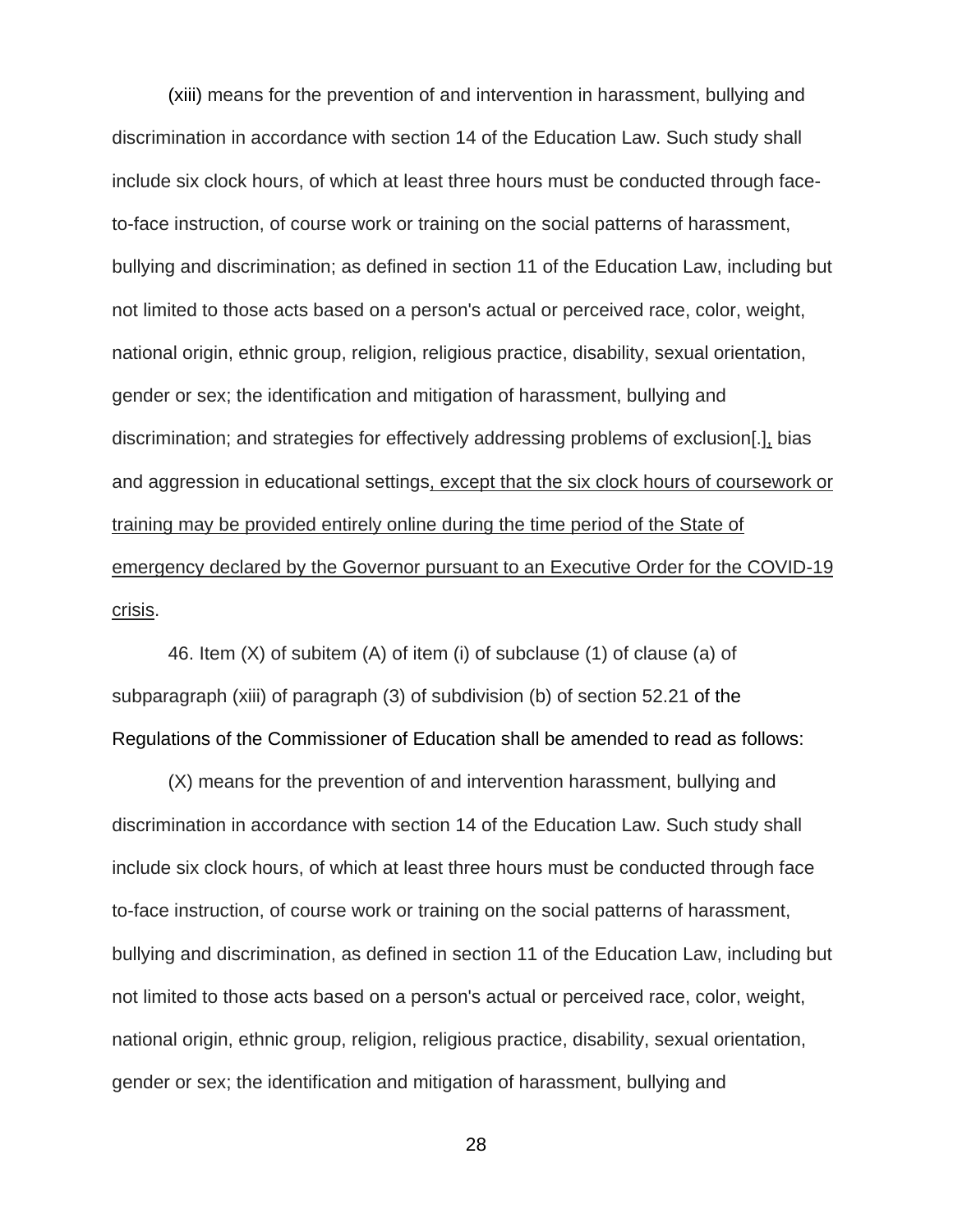(xiii) means for the prevention of and intervention in harassment, bullying and discrimination in accordance with section 14 of the Education Law. Such study shall include six clock hours, of which at least three hours must be conducted through face-to-face instruction, of course work or training on the social patterns of harassment, bullying and discrimination; as defined in section 11 of the Education Law, including but not limited to those acts based on a person's actual or perceived race, color, weight, national origin, ethnic group, religion, religious practice, disability, sexual orientation, gender or sex; the identification and mitigation of harassment, bullying and discrimination; and strategies for effectively addressing problems of exclusion[.]<u>,</u> bias and aggression in educational settings<u>, except that the six clock hours of coursework or training may be provided entirely online during the time period of the State of emergency declared by the Governor pursuant to an Executive Order for the COVID-19 crisis</u>.

46. Item (X) of subitem (A) of item (i) of subclause (1) of clause (a) of subparagraph (xiii) of paragraph (3) of subdivision (b) of section 52.21 of the Regulations of the Commissioner of Education shall be amended to read as follows:

(X) means for the prevention of and intervention harassment, bullying and discrimination in accordance with section 14 of the Education Law. Such study shall include six clock hours, of which at least three hours must be conducted through face to-face instruction, of course work or training on the social patterns of harassment, bullying and discrimination, as defined in section 11 of the Education Law, including but not limited to those acts based on a person's actual or perceived race, color, weight, national origin, ethnic group, religion, religious practice, disability, sexual orientation, gender or sex; the identification and mitigation of harassment, bullying and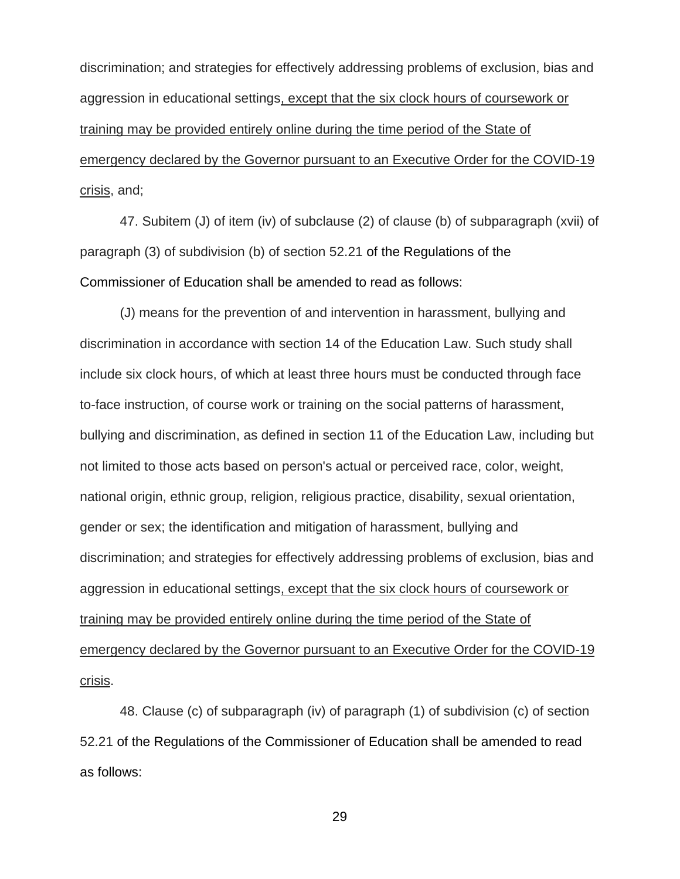discrimination; and strategies for effectively addressing problems of exclusion, bias and aggression in educational settings<u>, except that the six clock hours of coursework or training may be provided entirely online during the time period of the State of emergency declared by the Governor pursuant to an Executive Order for the COVID-19 crisis</u>, and;

47. Subitem (J) of item (iv) of subclause (2) of clause (b) of subparagraph (xvii) of paragraph (3) of subdivision (b) of section 52.21 of the Regulations of the Commissioner of Education shall be amended to read as follows:

(J) means for the prevention of and intervention in harassment, bullying and discrimination in accordance with section 14 of the Education Law. Such study shall include six clock hours, of which at least three hours must be conducted through face to-face instruction, of course work or training on the social patterns of harassment, bullying and discrimination, as defined in section 11 of the Education Law, including but not limited to those acts based on person's actual or perceived race, color, weight, national origin, ethnic group, religion, religious practice, disability, sexual orientation, gender or sex; the identification and mitigation of harassment, bullying and discrimination; and strategies for effectively addressing problems of exclusion, bias and aggression in educational settings<u>, except that the six clock hours of coursework or training may be provided entirely online during the time period of the State of emergency declared by the Governor pursuant to an Executive Order for the COVID-19 crisis</u>.

48. Clause (c) of subparagraph (iv) of paragraph (1) of subdivision (c) of section 52.21 of the Regulations of the Commissioner of Education shall be amended to read as follows: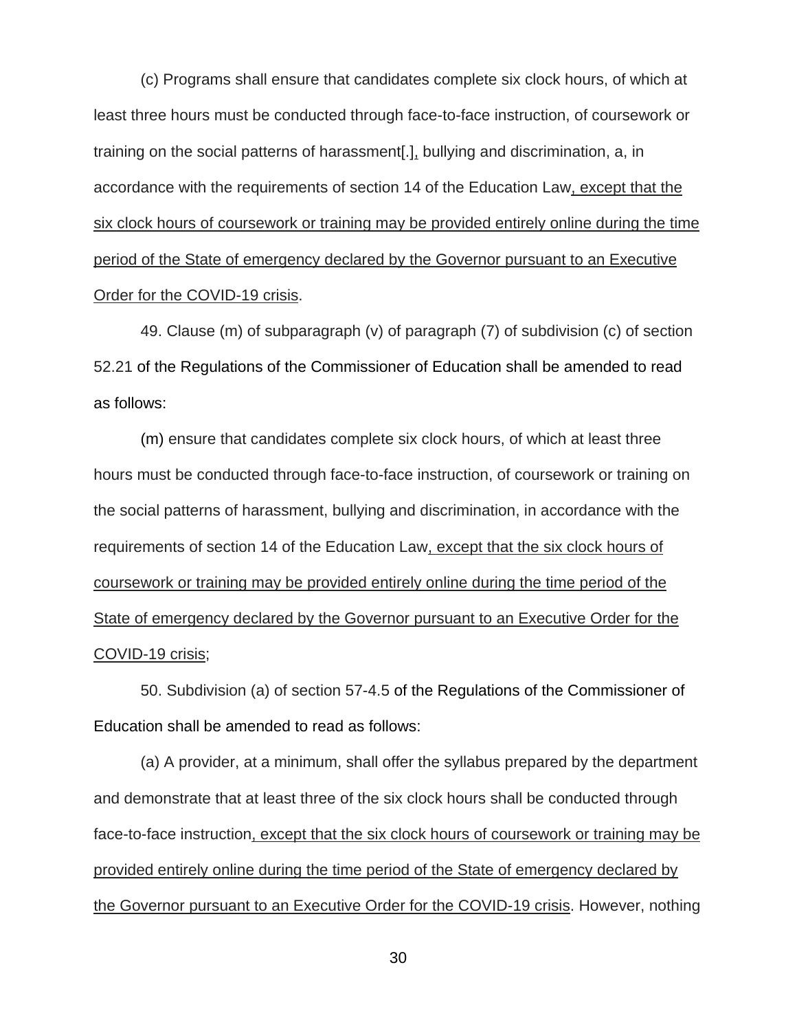(c) Programs shall ensure that candidates complete six clock hours, of which at least three hours must be conducted through face-to-face instruction, of coursework or training on the social patterns of harassment[.], bullying and discrimination, a, in accordance with the requirements of section 14 of the Education Law<u>, except that the six clock hours of coursework or training may be provided entirely online during the time period of the State of emergency declared by the Governor pursuant to an Executive Order for the COVID-19 crisis</u>.

49. Clause (m) of subparagraph (v) of paragraph (7) of subdivision (c) of section 52.21 of the Regulations of the Commissioner of Education shall be amended to read as follows:

(m) ensure that candidates complete six clock hours, of which at least three hours must be conducted through face-to-face instruction, of coursework or training on the social patterns of harassment, bullying and discrimination, in accordance with the requirements of section 14 of the Education Law<u>, except that the six clock hours of coursework or training may be provided entirely online during the time period of the State of emergency declared by the Governor pursuant to an Executive Order for the COVID-19 crisis</u>;

50. Subdivision (a) of section 57-4.5 of the Regulations of the Commissioner of Education shall be amended to read as follows:

(a) A provider, at a minimum, shall offer the syllabus prepared by the department and demonstrate that at least three of the six clock hours shall be conducted through face-to-face instruction<u>, except that the six clock hours of coursework or training may be provided entirely online during the time period of the State of emergency declared by the Governor pursuant to an Executive Order for the COVID-19 crisis</u>. However, nothing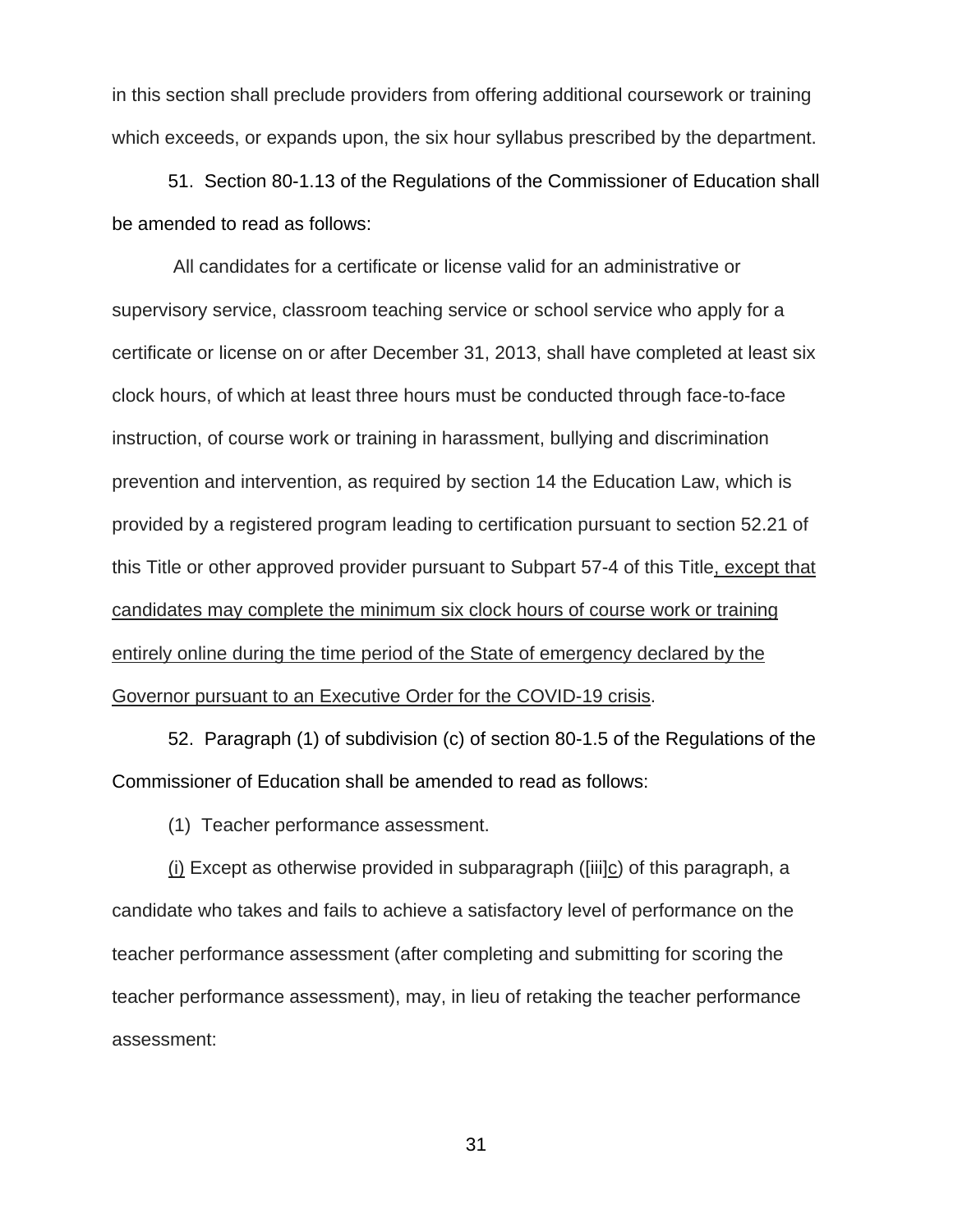in this section shall preclude providers from offering additional coursework or training which exceeds, or expands upon, the six hour syllabus prescribed by the department.

51. Section 80-1.13 of the Regulations of the Commissioner of Education shall be amended to read as follows:

All candidates for a certificate or license valid for an administrative or supervisory service, classroom teaching service or school service who apply for a certificate or license on or after December 31, 2013, shall have completed at least six clock hours, of which at least three hours must be conducted through face-to-face instruction, of course work or training in harassment, bullying and discrimination prevention and intervention, as required by section 14 the Education Law, which is provided by a registered program leading to certification pursuant to section 52.21 of this Title or other approved provider pursuant to Subpart 57-4 of this Title<u>, except that candidates may complete the minimum six clock hours of course work or training entirely online during the time period of the State of emergency declared by the Governor pursuant to an Executive Order for the COVID-19 crisis</u>.

52. Paragraph (1) of subdivision (c) of section 80-1.5 of the Regulations of the Commissioner of Education shall be amended to read as follows:

(1) Teacher performance assessment.

<u>(i)</u> Except as otherwise provided in subparagraph ([iii]<u>c</u>) of this paragraph, a candidate who takes and fails to achieve a satisfactory level of performance on the teacher performance assessment (after completing and submitting for scoring the teacher performance assessment), may, in lieu of retaking the teacher performance assessment: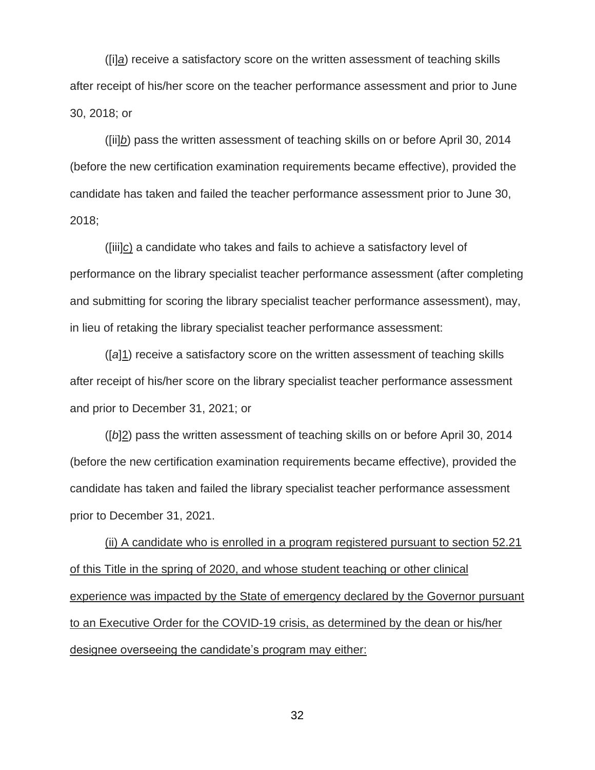([i]a) receive a satisfactory score on the written assessment of teaching skills after receipt of his/her score on the teacher performance assessment and prior to June 30, 2018; or

([ii]b) pass the written assessment of teaching skills on or before April 30, 2014 (before the new certification examination requirements became effective), provided the candidate has taken and failed the teacher performance assessment prior to June 30, 2018;

([iii]c) a candidate who takes and fails to achieve a satisfactory level of performance on the library specialist teacher performance assessment (after completing and submitting for scoring the library specialist teacher performance assessment), may, in lieu of retaking the library specialist teacher performance assessment:

([a]1) receive a satisfactory score on the written assessment of teaching skills after receipt of his/her score on the library specialist teacher performance assessment and prior to December 31, 2021; or

([b]2) pass the written assessment of teaching skills on or before April 30, 2014 (before the new certification examination requirements became effective), provided the candidate has taken and failed the library specialist teacher performance assessment prior to December 31, 2021.

(ii) A candidate who is enrolled in a program registered pursuant to section 52.21 of this Title in the spring of 2020, and whose student teaching or other clinical experience was impacted by the State of emergency declared by the Governor pursuant to an Executive Order for the COVID-19 crisis, as determined by the dean or his/her designee overseeing the candidate's program may either: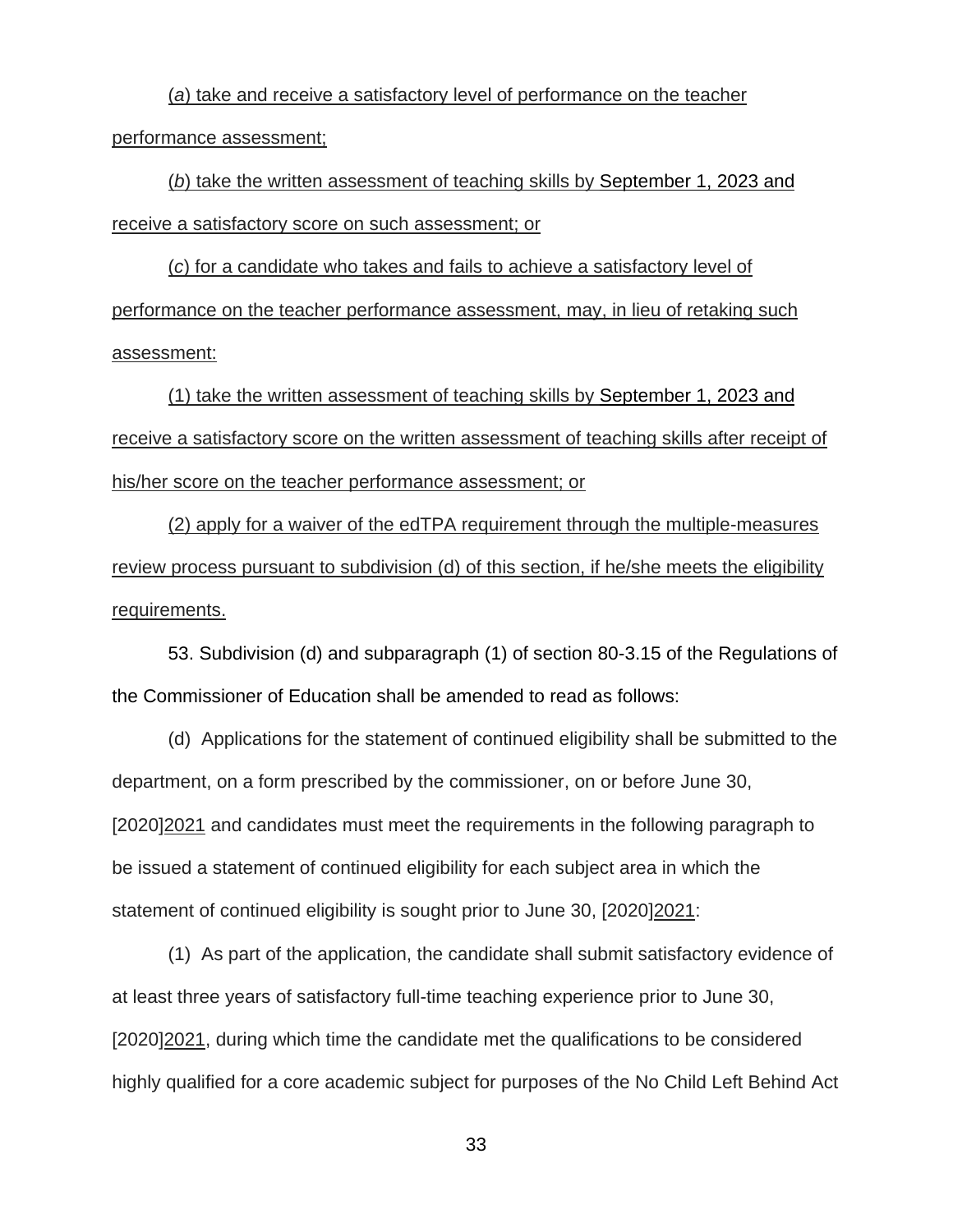(*a*) take and receive a satisfactory level of performance on the teacher performance assessment;

(*b*) take the written assessment of teaching skills by September 1, 2023 and receive a satisfactory score on such assessment; or

(*c*) for a candidate who takes and fails to achieve a satisfactory level of performance on the teacher performance assessment, may, in lieu of retaking such assessment:

(1) take the written assessment of teaching skills by September 1, 2023 and receive a satisfactory score on the written assessment of teaching skills after receipt of his/her score on the teacher performance assessment; or

(2) apply for a waiver of the edTPA requirement through the multiple-measures review process pursuant to subdivision (d) of this section, if he/she meets the eligibility requirements.

53. Subdivision (d) and subparagraph (1) of section 80-3.15 of the Regulations of the Commissioner of Education shall be amended to read as follows:

(d) Applications for the statement of continued eligibility shall be submitted to the department, on a form prescribed by the commissioner, on or before June 30, [2020]2021 and candidates must meet the requirements in the following paragraph to be issued a statement of continued eligibility for each subject area in which the statement of continued eligibility is sought prior to June 30, [2020]2021:

(1) As part of the application, the candidate shall submit satisfactory evidence of at least three years of satisfactory full-time teaching experience prior to June 30, [2020]2021, during which time the candidate met the qualifications to be considered highly qualified for a core academic subject for purposes of the No Child Left Behind Act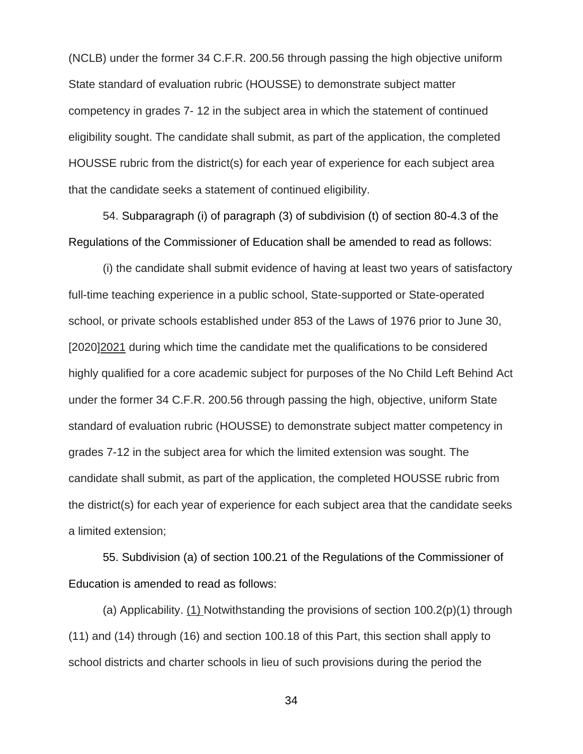(NCLB) under the former 34 C.F.R. 200.56 through passing the high objective uniform State standard of evaluation rubric (HOUSSE) to demonstrate subject matter competency in grades 7- 12 in the subject area in which the statement of continued eligibility sought. The candidate shall submit, as part of the application, the completed HOUSSE rubric from the district(s) for each year of experience for each subject area that the candidate seeks a statement of continued eligibility.

54. Subparagraph (i) of paragraph (3) of subdivision (t) of section 80-4.3 of the Regulations of the Commissioner of Education shall be amended to read as follows:

(i) the candidate shall submit evidence of having at least two years of satisfactory full-time teaching experience in a public school, State-supported or State-operated school, or private schools established under 853 of the Laws of 1976 prior to June 30, [2020]<u>2021</u> during which time the candidate met the qualifications to be considered highly qualified for a core academic subject for purposes of the No Child Left Behind Act under the former 34 C.F.R. 200.56 through passing the high, objective, uniform State standard of evaluation rubric (HOUSSE) to demonstrate subject matter competency in grades 7-12 in the subject area for which the limited extension was sought. The candidate shall submit, as part of the application, the completed HOUSSE rubric from the district(s) for each year of experience for each subject area that the candidate seeks a limited extension;

55. Subdivision (a) of section 100.21 of the Regulations of the Commissioner of Education is amended to read as follows:

(a) Applicability. <u>(1)</u> Notwithstanding the provisions of section 100.2(p)(1) through (11) and (14) through (16) and section 100.18 of this Part, this section shall apply to school districts and charter schools in lieu of such provisions during the period the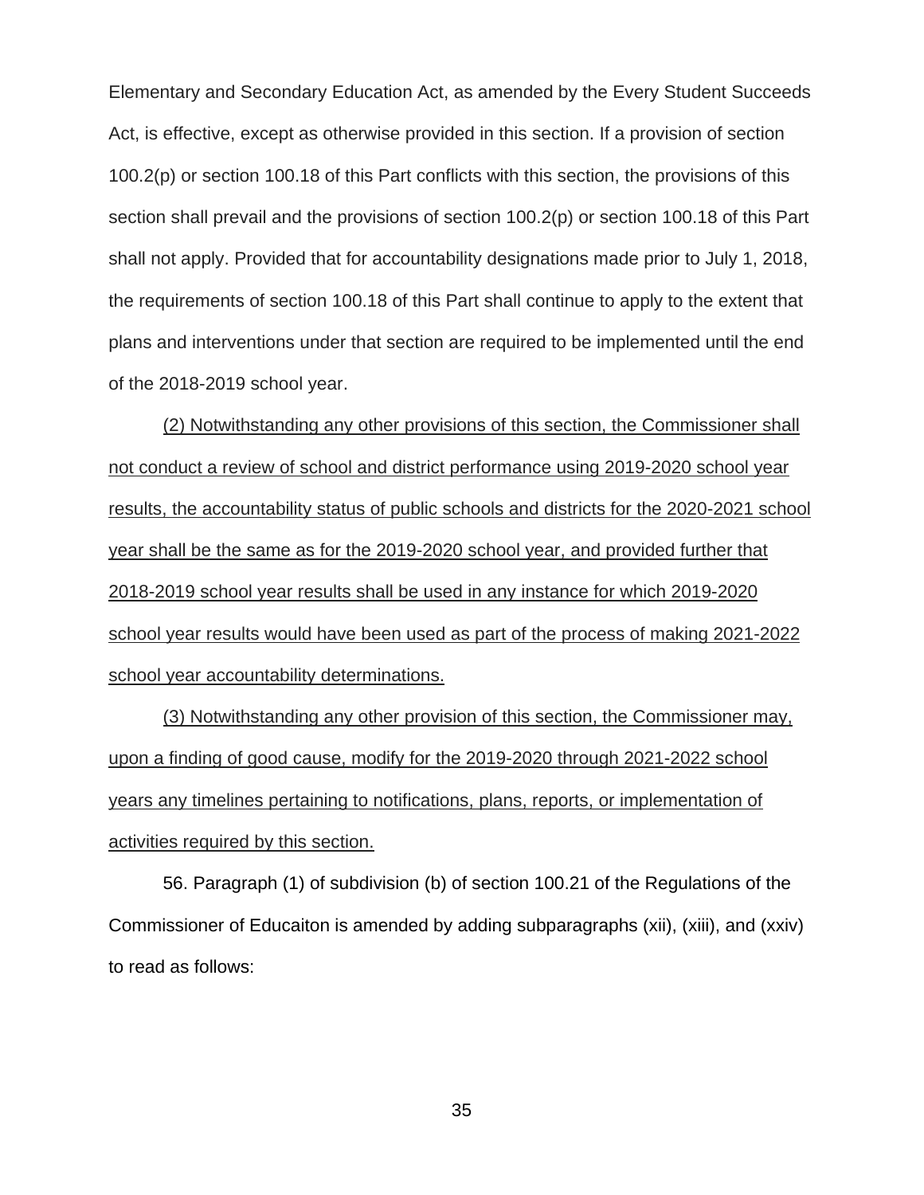Elementary and Secondary Education Act, as amended by the Every Student Succeeds Act, is effective, except as otherwise provided in this section. If a provision of section 100.2(p) or section 100.18 of this Part conflicts with this section, the provisions of this section shall prevail and the provisions of section 100.2(p) or section 100.18 of this Part shall not apply. Provided that for accountability designations made prior to July 1, 2018, the requirements of section 100.18 of this Part shall continue to apply to the extent that plans and interventions under that section are required to be implemented until the end of the 2018-2019 school year.

<u>(2) Notwithstanding any other provisions of this section, the Commissioner shall not conduct a review of school and district performance using 2019-2020 school year results, the accountability status of public schools and districts for the 2020-2021 school year shall be the same as for the 2019-2020 school year, and provided further that 2018-2019 school year results shall be used in any instance for which 2019-2020 school year results would have been used as part of the process of making 2021-2022 school year accountability determinations.</u>

<u>(3) Notwithstanding any other provision of this section, the Commissioner may, upon a finding of good cause, modify for the 2019-2020 through 2021-2022 school years any timelines pertaining to notifications, plans, reports, or implementation of activities required by this section.</u>

56. Paragraph (1) of subdivision (b) of section 100.21 of the Regulations of the Commissioner of Educaiton is amended by adding subparagraphs (xii), (xiii), and (xxiv) to read as follows: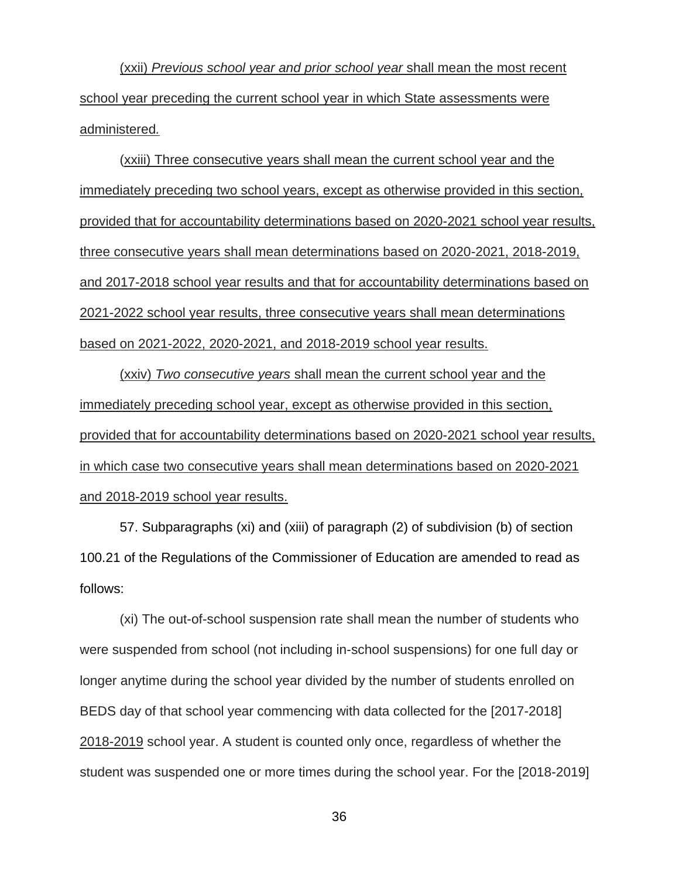(xxii) *Previous school year and prior school year* shall mean the most recent school year preceding the current school year in which State assessments were administered.

(xxiii) Three consecutive years shall mean the current school year and the immediately preceding two school years, except as otherwise provided in this section, provided that for accountability determinations based on 2020-2021 school year results, three consecutive years shall mean determinations based on 2020-2021, 2018-2019, and 2017-2018 school year results and that for accountability determinations based on 2021-2022 school year results, three consecutive years shall mean determinations based on 2021-2022, 2020-2021, and 2018-2019 school year results.

(xxiv) *Two consecutive years* shall mean the current school year and the immediately preceding school year, except as otherwise provided in this section, provided that for accountability determinations based on 2020-2021 school year results, in which case two consecutive years shall mean determinations based on 2020-2021 and 2018-2019 school year results.

57. Subparagraphs (xi) and (xiii) of paragraph (2) of subdivision (b) of section 100.21 of the Regulations of the Commissioner of Education are amended to read as follows:

(xi) The out-of-school suspension rate shall mean the number of students who were suspended from school (not including in-school suspensions) for one full day or longer anytime during the school year divided by the number of students enrolled on BEDS day of that school year commencing with data collected for the [2017-2018] 2018-2019 school year. A student is counted only once, regardless of whether the student was suspended one or more times during the school year. For the [2018-2019]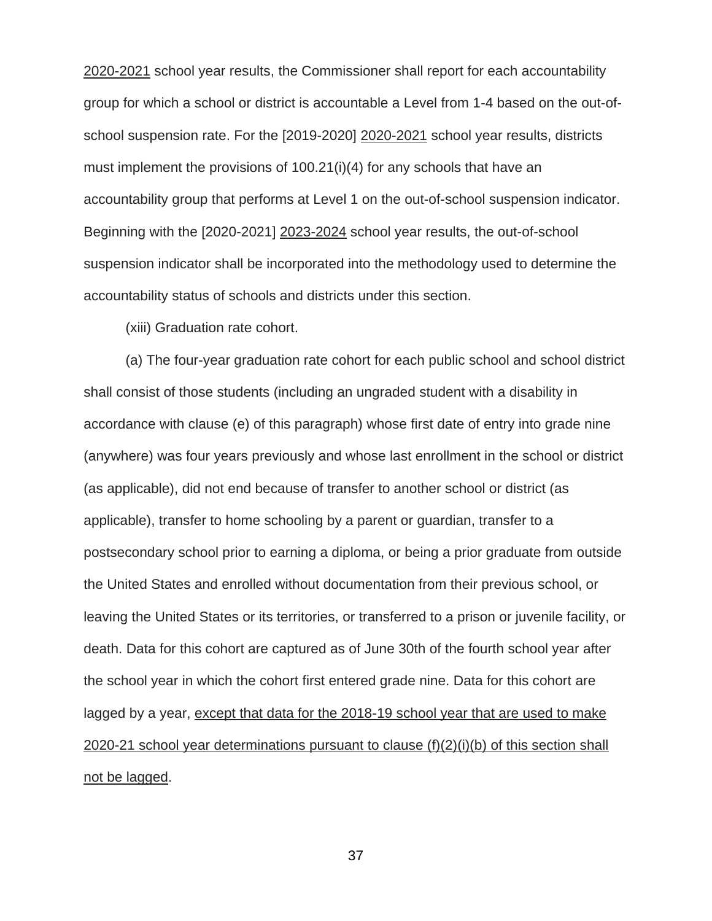2020-2021 school year results, the Commissioner shall report for each accountability group for which a school or district is accountable a Level from 1-4 based on the out-of-school suspension rate. For the [2019-2020] 2020-2021 school year results, districts must implement the provisions of 100.21(i)(4) for any schools that have an accountability group that performs at Level 1 on the out-of-school suspension indicator. Beginning with the [2020-2021] 2023-2024 school year results, the out-of-school suspension indicator shall be incorporated into the methodology used to determine the accountability status of schools and districts under this section.

(xiii) Graduation rate cohort.

(a) The four-year graduation rate cohort for each public school and school district shall consist of those students (including an ungraded student with a disability in accordance with clause (e) of this paragraph) whose first date of entry into grade nine (anywhere) was four years previously and whose last enrollment in the school or district (as applicable), did not end because of transfer to another school or district (as applicable), transfer to home schooling by a parent or guardian, transfer to a postsecondary school prior to earning a diploma, or being a prior graduate from outside the United States and enrolled without documentation from their previous school, or leaving the United States or its territories, or transferred to a prison or juvenile facility, or death. Data for this cohort are captured as of June 30th of the fourth school year after the school year in which the cohort first entered grade nine. Data for this cohort are lagged by a year, except that data for the 2018-19 school year that are used to make 2020-21 school year determinations pursuant to clause (f)(2)(i)(b) of this section shall not be lagged.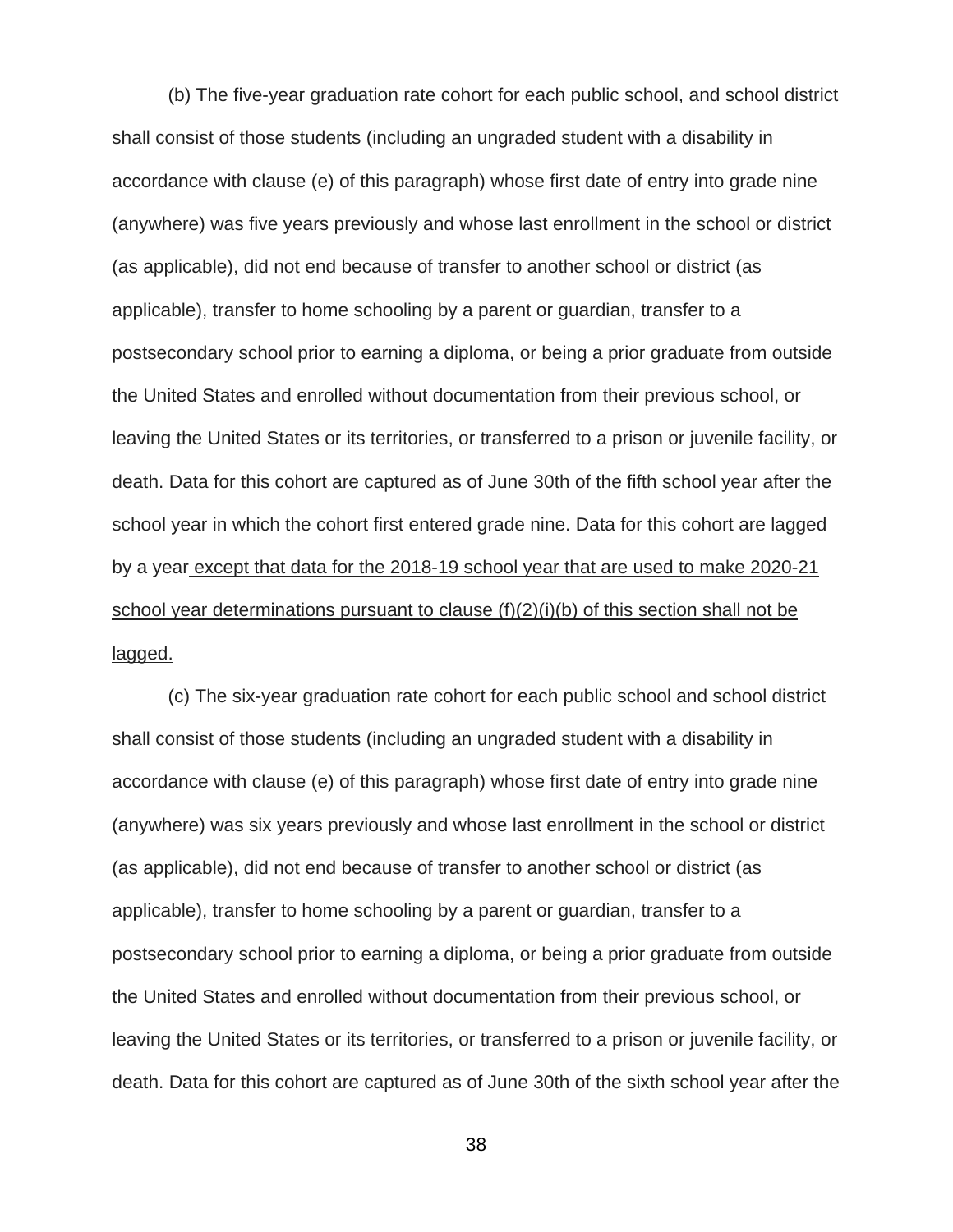(b) The five-year graduation rate cohort for each public school, and school district shall consist of those students (including an ungraded student with a disability in accordance with clause (e) of this paragraph) whose first date of entry into grade nine (anywhere) was five years previously and whose last enrollment in the school or district (as applicable), did not end because of transfer to another school or district (as applicable), transfer to home schooling by a parent or guardian, transfer to a postsecondary school prior to earning a diploma, or being a prior graduate from outside the United States and enrolled without documentation from their previous school, or leaving the United States or its territories, or transferred to a prison or juvenile facility, or death. Data for this cohort are captured as of June 30th of the fifth school year after the school year in which the cohort first entered grade nine. Data for this cohort are lagged by a year <u>except that data for the 2018-19 school year that are used to make 2020-21 school year determinations pursuant to clause (f)(2)(i)(b) of this section shall not be lagged.</u>

(c) The six-year graduation rate cohort for each public school and school district shall consist of those students (including an ungraded student with a disability in accordance with clause (e) of this paragraph) whose first date of entry into grade nine (anywhere) was six years previously and whose last enrollment in the school or district (as applicable), did not end because of transfer to another school or district (as applicable), transfer to home schooling by a parent or guardian, transfer to a postsecondary school prior to earning a diploma, or being a prior graduate from outside the United States and enrolled without documentation from their previous school, or leaving the United States or its territories, or transferred to a prison or juvenile facility, or death. Data for this cohort are captured as of June 30th of the sixth school year after the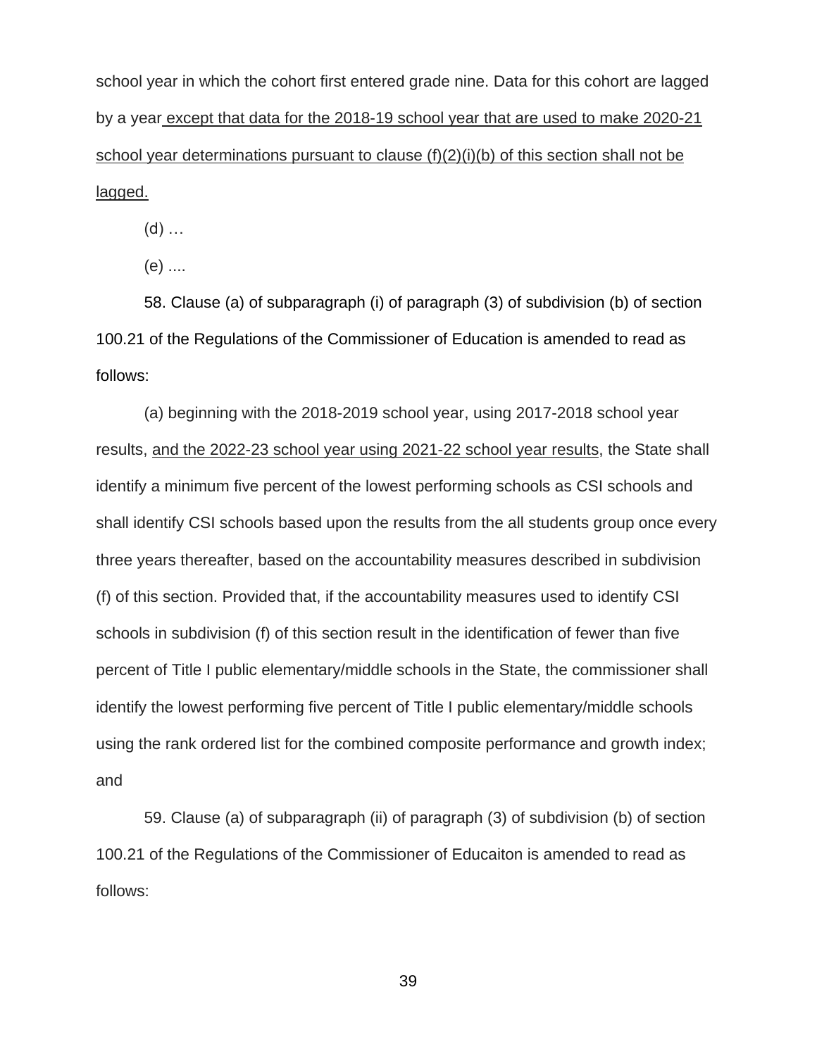school year in which the cohort first entered grade nine. Data for this cohort are lagged by a year <u>except that data for the 2018-19 school year that are used to make 2020-21 school year determinations pursuant to clause (f)(2)(i)(b) of this section shall not be lagged.</u>

(d) …

(e) ....

58. Clause (a) of subparagraph (i) of paragraph (3) of subdivision (b) of section 100.21 of the Regulations of the Commissioner of Education is amended to read as follows:

(a) beginning with the 2018-2019 school year, using 2017-2018 school year results, <u>and the 2022-23 school year using 2021-22 school year results</u>, the State shall identify a minimum five percent of the lowest performing schools as CSI schools and shall identify CSI schools based upon the results from the all students group once every three years thereafter, based on the accountability measures described in subdivision (f) of this section. Provided that, if the accountability measures used to identify CSI schools in subdivision (f) of this section result in the identification of fewer than five percent of Title I public elementary/middle schools in the State, the commissioner shall identify the lowest performing five percent of Title I public elementary/middle schools using the rank ordered list for the combined composite performance and growth index; and

59. Clause (a) of subparagraph (ii) of paragraph (3) of subdivision (b) of section 100.21 of the Regulations of the Commissioner of Educaiton is amended to read as follows: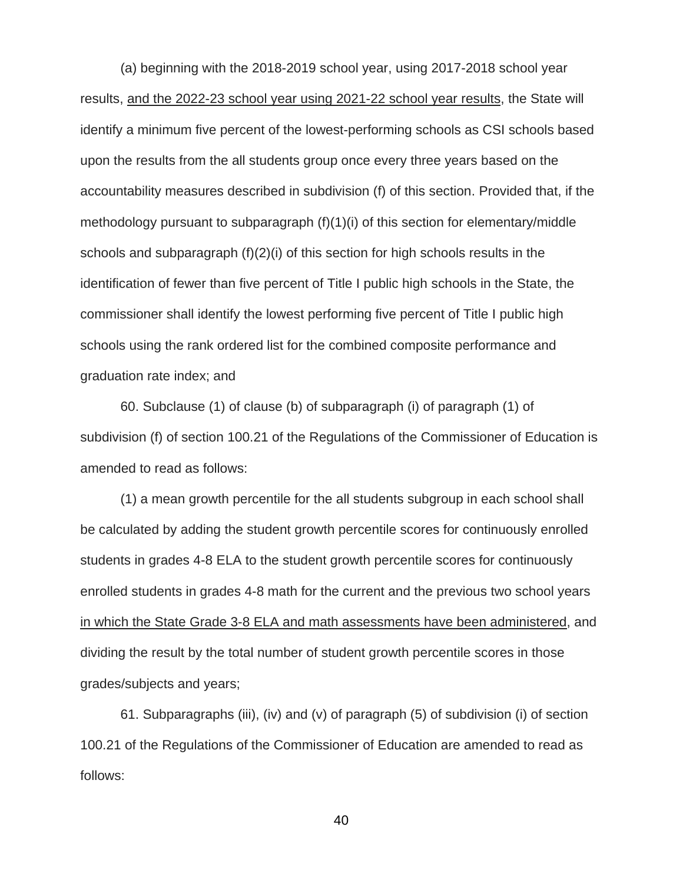(a) beginning with the 2018-2019 school year, using 2017-2018 school year results, <u>and the 2022-23 school year using 2021-22 school year results</u>, the State will identify a minimum five percent of the lowest-performing schools as CSI schools based upon the results from the all students group once every three years based on the accountability measures described in subdivision (f) of this section. Provided that, if the methodology pursuant to subparagraph (f)(1)(i) of this section for elementary/middle schools and subparagraph (f)(2)(i) of this section for high schools results in the identification of fewer than five percent of Title I public high schools in the State, the commissioner shall identify the lowest performing five percent of Title I public high schools using the rank ordered list for the combined composite performance and graduation rate index; and

60. Subclause (1) of clause (b) of subparagraph (i) of paragraph (1) of subdivision (f) of section 100.21 of the Regulations of the Commissioner of Education is amended to read as follows:

(1) a mean growth percentile for the all students subgroup in each school shall be calculated by adding the student growth percentile scores for continuously enrolled students in grades 4-8 ELA to the student growth percentile scores for continuously enrolled students in grades 4-8 math for the current and the previous two school years <u>in which the State Grade 3-8 ELA and math assessments have been administered</u>, and dividing the result by the total number of student growth percentile scores in those grades/subjects and years;

61. Subparagraphs (iii), (iv) and (v) of paragraph (5) of subdivision (i) of section 100.21 of the Regulations of the Commissioner of Education are amended to read as follows: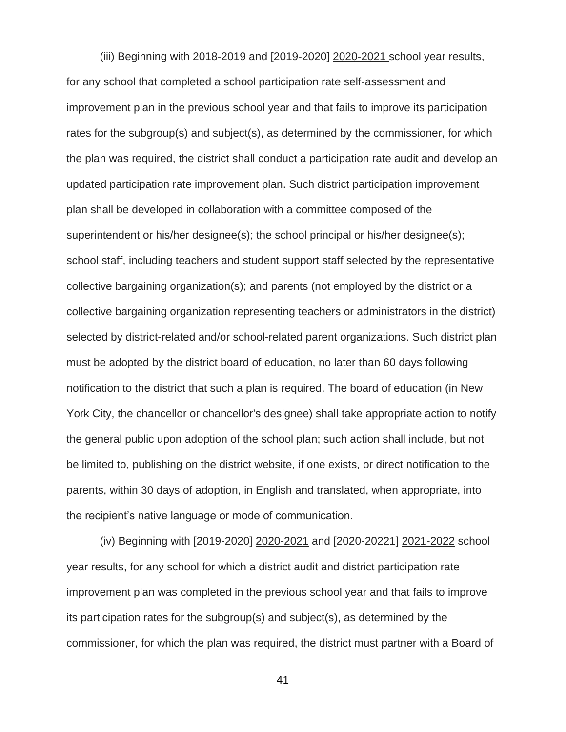(iii) Beginning with 2018-2019 and [2019-2020] <u>2020-2021</u> school year results, for any school that completed a school participation rate self-assessment and improvement plan in the previous school year and that fails to improve its participation rates for the subgroup(s) and subject(s), as determined by the commissioner, for which the plan was required, the district shall conduct a participation rate audit and develop an updated participation rate improvement plan. Such district participation improvement plan shall be developed in collaboration with a committee composed of the superintendent or his/her designee(s); the school principal or his/her designee(s); school staff, including teachers and student support staff selected by the representative collective bargaining organization(s); and parents (not employed by the district or a collective bargaining organization representing teachers or administrators in the district) selected by district-related and/or school-related parent organizations. Such district plan must be adopted by the district board of education, no later than 60 days following notification to the district that such a plan is required. The board of education (in New York City, the chancellor or chancellor's designee) shall take appropriate action to notify the general public upon adoption of the school plan; such action shall include, but not be limited to, publishing on the district website, if one exists, or direct notification to the parents, within 30 days of adoption, in English and translated, when appropriate, into the recipient's native language or mode of communication.

(iv) Beginning with [2019-2020] <u>2020-2021</u> and [2020-20221] <u>2021-2022</u> school year results, for any school for which a district audit and district participation rate improvement plan was completed in the previous school year and that fails to improve its participation rates for the subgroup(s) and subject(s), as determined by the commissioner, for which the plan was required, the district must partner with a Board of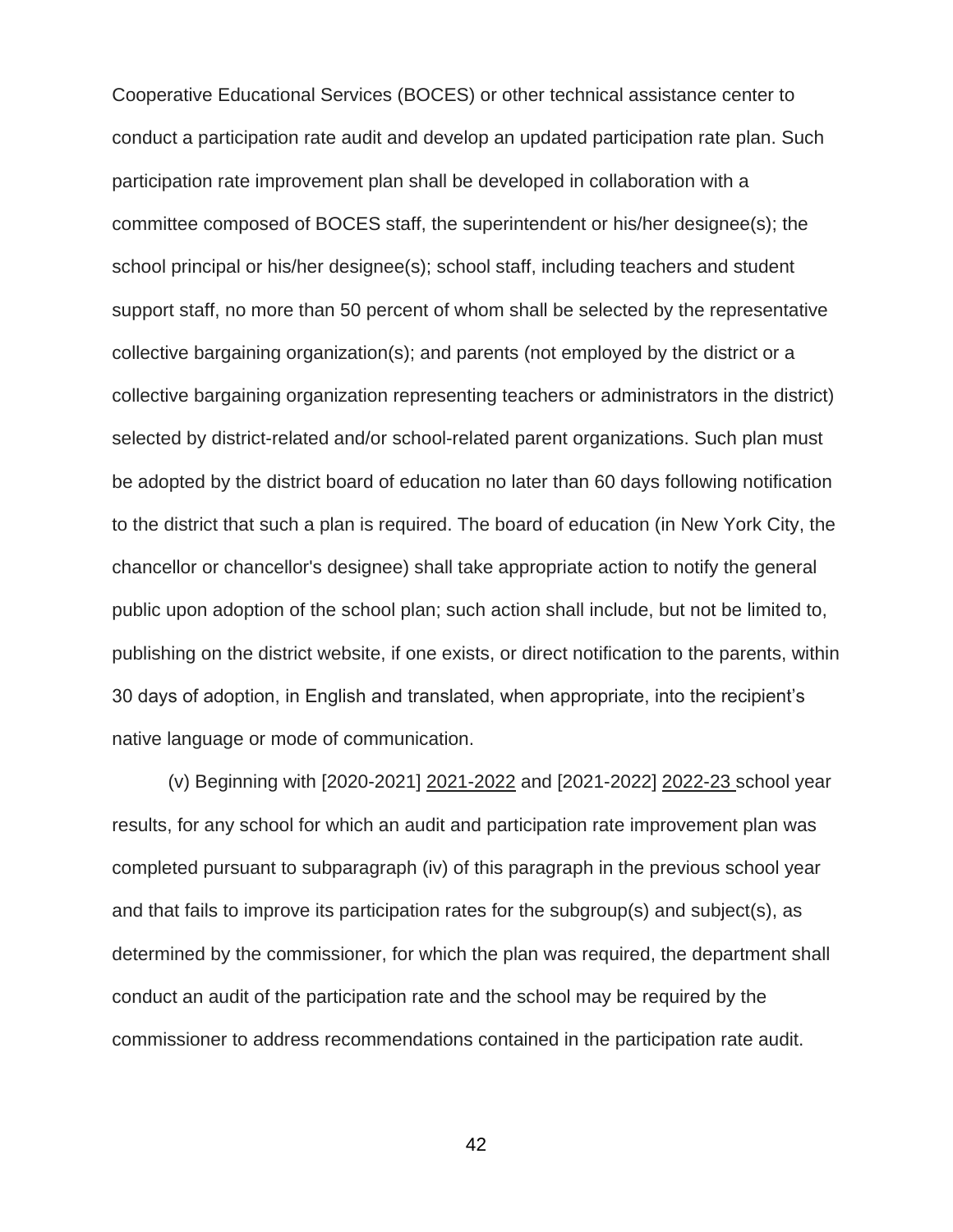Cooperative Educational Services (BOCES) or other technical assistance center to conduct a participation rate audit and develop an updated participation rate plan. Such participation rate improvement plan shall be developed in collaboration with a committee composed of BOCES staff, the superintendent or his/her designee(s); the school principal or his/her designee(s); school staff, including teachers and student support staff, no more than 50 percent of whom shall be selected by the representative collective bargaining organization(s); and parents (not employed by the district or a collective bargaining organization representing teachers or administrators in the district) selected by district-related and/or school-related parent organizations. Such plan must be adopted by the district board of education no later than 60 days following notification to the district that such a plan is required. The board of education (in New York City, the chancellor or chancellor's designee) shall take appropriate action to notify the general public upon adoption of the school plan; such action shall include, but not be limited to, publishing on the district website, if one exists, or direct notification to the parents, within 30 days of adoption, in English and translated, when appropriate, into the recipient's native language or mode of communication.

(v) Beginning with [2020-2021] <u>2021-2022</u> and [2021-2022] <u>2022-23</u> school year results, for any school for which an audit and participation rate improvement plan was completed pursuant to subparagraph (iv) of this paragraph in the previous school year and that fails to improve its participation rates for the subgroup(s) and subject(s), as determined by the commissioner, for which the plan was required, the department shall conduct an audit of the participation rate and the school may be required by the commissioner to address recommendations contained in the participation rate audit.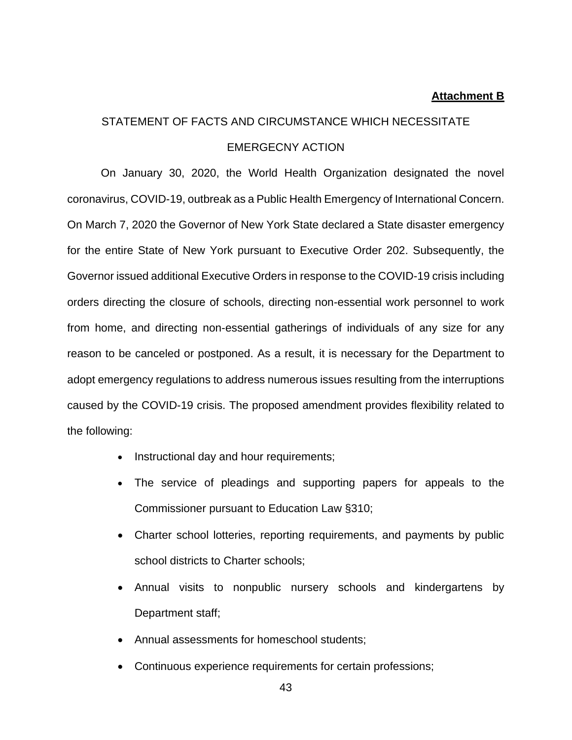**Attachment B**

STATEMENT OF FACTS AND CIRCUMSTANCE WHICH NECESSITATE EMERGECNY ACTION

On January 30, 2020, the World Health Organization designated the novel coronavirus, COVID-19, outbreak as a Public Health Emergency of International Concern. On March 7, 2020 the Governor of New York State declared a State disaster emergency for the entire State of New York pursuant to Executive Order 202. Subsequently, the Governor issued additional Executive Orders in response to the COVID-19 crisis including orders directing the closure of schools, directing non-essential work personnel to work from home, and directing non-essential gatherings of individuals of any size for any reason to be canceled or postponed. As a result, it is necessary for the Department to adopt emergency regulations to address numerous issues resulting from the interruptions caused by the COVID-19 crisis. The proposed amendment provides flexibility related to the following:

- Instructional day and hour requirements;
- The service of pleadings and supporting papers for appeals to the Commissioner pursuant to Education Law §310;
- Charter school lotteries, reporting requirements, and payments by public school districts to Charter schools;
- Annual visits to nonpublic nursery schools and kindergartens by Department staff;
- Annual assessments for homeschool students;
- Continuous experience requirements for certain professions;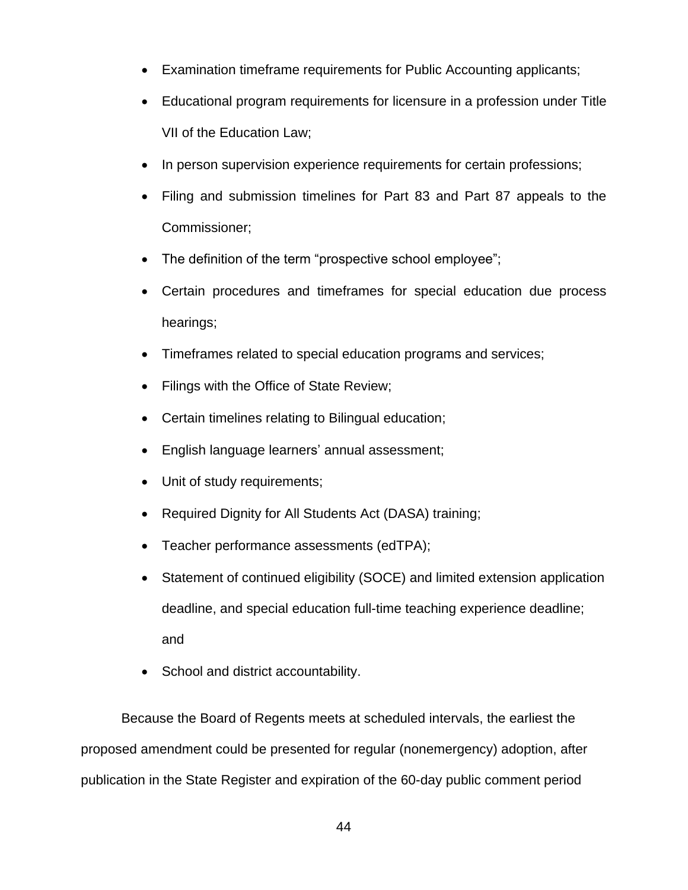- Examination timeframe requirements for Public Accounting applicants;
- Educational program requirements for licensure in a profession under Title VII of the Education Law;
- In person supervision experience requirements for certain professions;
- Filing and submission timelines for Part 83 and Part 87 appeals to the Commissioner;
- The definition of the term “prospective school employee”;
- Certain procedures and timeframes for special education due process hearings;
- Timeframes related to special education programs and services;
- Filings with the Office of State Review;
- Certain timelines relating to Bilingual education;
- English language learners’ annual assessment;
- Unit of study requirements;
- Required Dignity for All Students Act (DASA) training;
- Teacher performance assessments (edTPA);
- Statement of continued eligibility (SOCE) and limited extension application deadline, and special education full-time teaching experience deadline; and
- School and district accountability.

Because the Board of Regents meets at scheduled intervals, the earliest the proposed amendment could be presented for regular (nonemergency) adoption, after publication in the State Register and expiration of the 60-day public comment period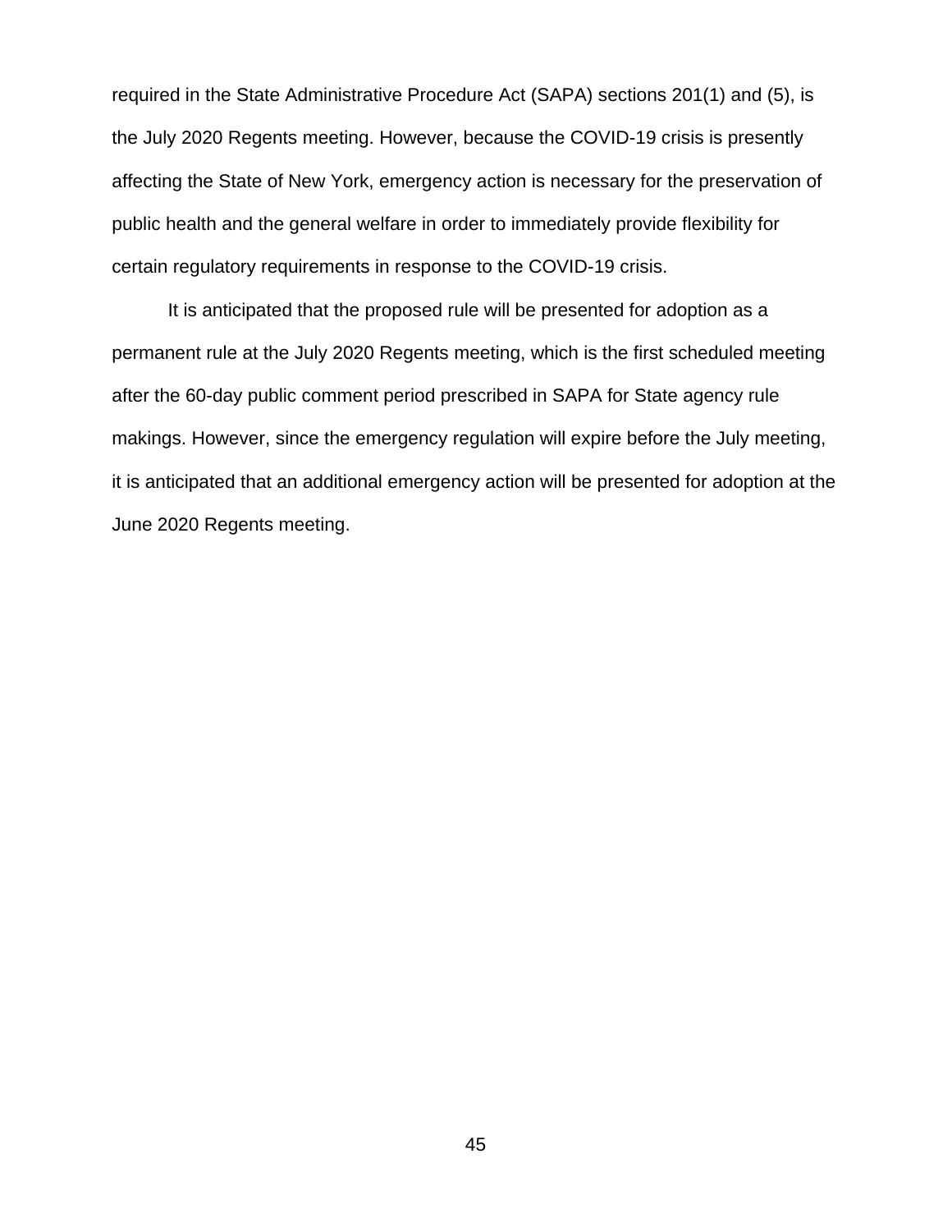required in the State Administrative Procedure Act (SAPA) sections 201(1) and (5), is the July 2020 Regents meeting. However, because the COVID-19 crisis is presently affecting the State of New York, emergency action is necessary for the preservation of public health and the general welfare in order to immediately provide flexibility for certain regulatory requirements in response to the COVID-19 crisis.

It is anticipated that the proposed rule will be presented for adoption as a permanent rule at the July 2020 Regents meeting, which is the first scheduled meeting after the 60-day public comment period prescribed in SAPA for State agency rule makings. However, since the emergency regulation will expire before the July meeting, it is anticipated that an additional emergency action will be presented for adoption at the June 2020 Regents meeting.